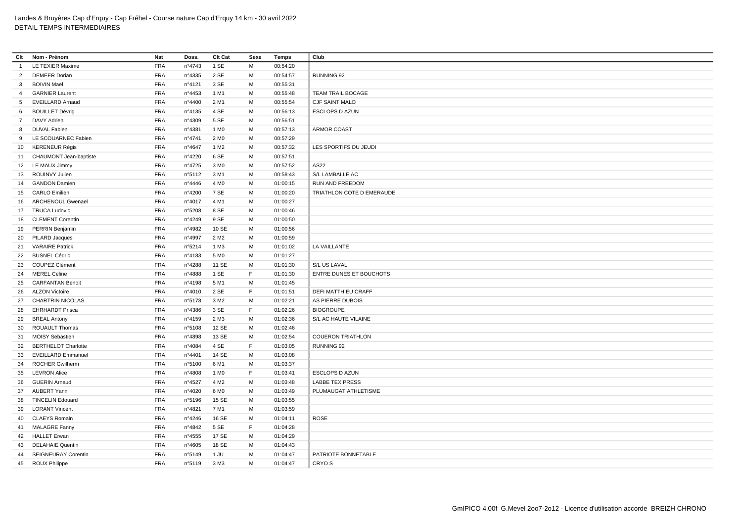# Landes & Bruyères Cap d'Erquy - Cap Fréhel - Course nature Cap d'Erquy 14 km - 30 avril 2022

## DETAIL TEMPS INTERMEDIAIRES

| Clt | Nom - Prénom | Nat | Doss. | Clt Cat | Sexe | Temps | Club |
|---|---|---|---|---|---|---|---|
| 1 | LE TEXIER Maxime | FRA | n°4743 | 1 SE | M | 00:54:20 | |
| 2 | DEMEER Dorian | FRA | n°4335 | 2 SE | M | 00:54:57 | RUNNING 92 |
| 3 | BOIVIN Maël | FRA | n°4121 | 3 SE | M | 00:55:31 | |
| 4 | GARNIER Laurent | FRA | n°4453 | 1 M1 | M | 00:55:48 | TEAM TRAIL BOCAGE |
| 5 | EVEILLARD Arnaud | FRA | n°4400 | 2 M1 | M | 00:55:54 | CJF SAINT MALO |
| 6 | BOUILLET Dévrig | FRA | n°4135 | 4 SE | M | 00:56:13 | ESCLOPS D AZUN |
| 7 | DAVY Adrien | FRA | n°4309 | 5 SE | M | 00:56:51 | |
| 8 | DUVAL Fabien | FRA | n°4381 | 1 M0 | M | 00:57:13 | ARMOR COAST |
| 9 | LE SCOUARNEC Fabien | FRA | n°4741 | 2 M0 | M | 00:57:29 | |
| 10 | KERENEUR Régis | FRA | n°4647 | 1 M2 | M | 00:57:32 | LES SPORTIFS DU JEUDI |
| 11 | CHAUMONT Jean-baptiste | FRA | n°4220 | 6 SE | M | 00:57:51 | |
| 12 | LE MAUX Jimmy | FRA | n°4725 | 3 M0 | M | 00:57:52 | AS22 |
| 13 | ROUINVY Julien | FRA | n°5112 | 3 M1 | M | 00:58:43 | S/L LAMBALLE AC |
| 14 | GANDON Damien | FRA | n°4446 | 4 M0 | M | 01:00:15 | RUN AND FREEDOM |
| 15 | CARLO Emilien | FRA | n°4200 | 7 SE | M | 01:00:20 | TRIATHLON COTE D EMERAUDE |
| 16 | ARCHENOUL Gwenael | FRA | n°4017 | 4 M1 | M | 01:00:27 | |
| 17 | TRUCA Ludovic | FRA | n°5208 | 8 SE | M | 01:00:46 | |
| 18 | CLEMENT Corentin | FRA | n°4249 | 9 SE | M | 01:00:50 | |
| 19 | PERRIN Benjamin | FRA | n°4982 | 10 SE | M | 01:00:56 | |
| 20 | PILARD Jacques | FRA | n°4997 | 2 M2 | M | 01:00:59 | |
| 21 | VARAIRE Patrick | FRA | n°5214 | 1 M3 | M | 01:01:02 | LA VAILLANTE |
| 22 | BUSNEL Cédric | FRA | n°4183 | 5 M0 | M | 01:01:27 | |
| 23 | COUPEZ Clément | FRA | n°4288 | 11 SE | M | 01:01:30 | S/L US LAVAL |
| 24 | MEREL Celine | FRA | n°4888 | 1 SE | F | 01:01:30 | ENTRE DUNES ET BOUCHOTS |
| 25 | CARFANTAN Benoit | FRA | n°4198 | 5 M1 | M | 01:01:45 | |
| 26 | ALZON Victoire | FRA | n°4010 | 2 SE | F | 01:01:51 | DEFI MATTHIEU CRAFF |
| 27 | CHARTRIN NICOLAS | FRA | n°5178 | 3 M2 | M | 01:02:21 | AS PIERRE DUBOIS |
| 28 | EHRHARDT Prisca | FRA | n°4386 | 3 SE | F | 01:02:26 | BIOGROUPE |
| 29 | BREAL Antony | FRA | n°4159 | 2 M3 | M | 01:02:36 | S/L AC HAUTE VILAINE |
| 30 | ROUAULT Thomas | FRA | n°5108 | 12 SE | M | 01:02:46 | |
| 31 | MOISY Sebastien | FRA | n°4898 | 13 SE | M | 01:02:54 | COUERON TRIATHLON |
| 32 | BERTHELOT Charlotte | FRA | n°4084 | 4 SE | F | 01:03:05 | RUNNING 92 |
| 33 | EVEILLARD Emmanuel | FRA | n°4401 | 14 SE | M | 01:03:08 | |
| 34 | ROCHER Gwilherm | FRA | n°5100 | 6 M1 | M | 01:03:37 | |
| 35 | LEVRON Alice | FRA | n°4808 | 1 M0 | F | 01:03:41 | ESCLOPS D AZUN |
| 36 | GUERIN Arnaud | FRA | n°4527 | 4 M2 | M | 01:03:48 | LABBE TEX PRESS |
| 37 | AUBERT Yann | FRA | n°4020 | 6 M0 | M | 01:03:49 | PLUMAUGAT ATHLETISME |
| 38 | TINCELIN Edouard | FRA | n°5196 | 15 SE | M | 01:03:55 | |
| 39 | LORANT Vincent | FRA | n°4821 | 7 M1 | M | 01:03:59 | |
| 40 | CLAEYS Romain | FRA | n°4246 | 16 SE | M | 01:04:11 | ROSE |
| 41 | MALAGRE Fanny | FRA | n°4842 | 5 SE | F | 01:04:28 | |
| 42 | HALLET Erwan | FRA | n°4555 | 17 SE | M | 01:04:29 | |
| 43 | DELAHAIE Quentin | FRA | n°4605 | 18 SE | M | 01:04:43 | |
| 44 | SEIGNEURAY Corentin | FRA | n°5149 | 1 JU | M | 01:04:47 | PATRIOTE BONNETABLE |
| 45 | ROUX Philippe | FRA | n°5119 | 3 M3 | M | 01:04:47 | CRYO S |

GmIPICO 4.00f G.Mevel 2oo7-2o12 - Licence d'utilisation accorde BREIZH CHRONO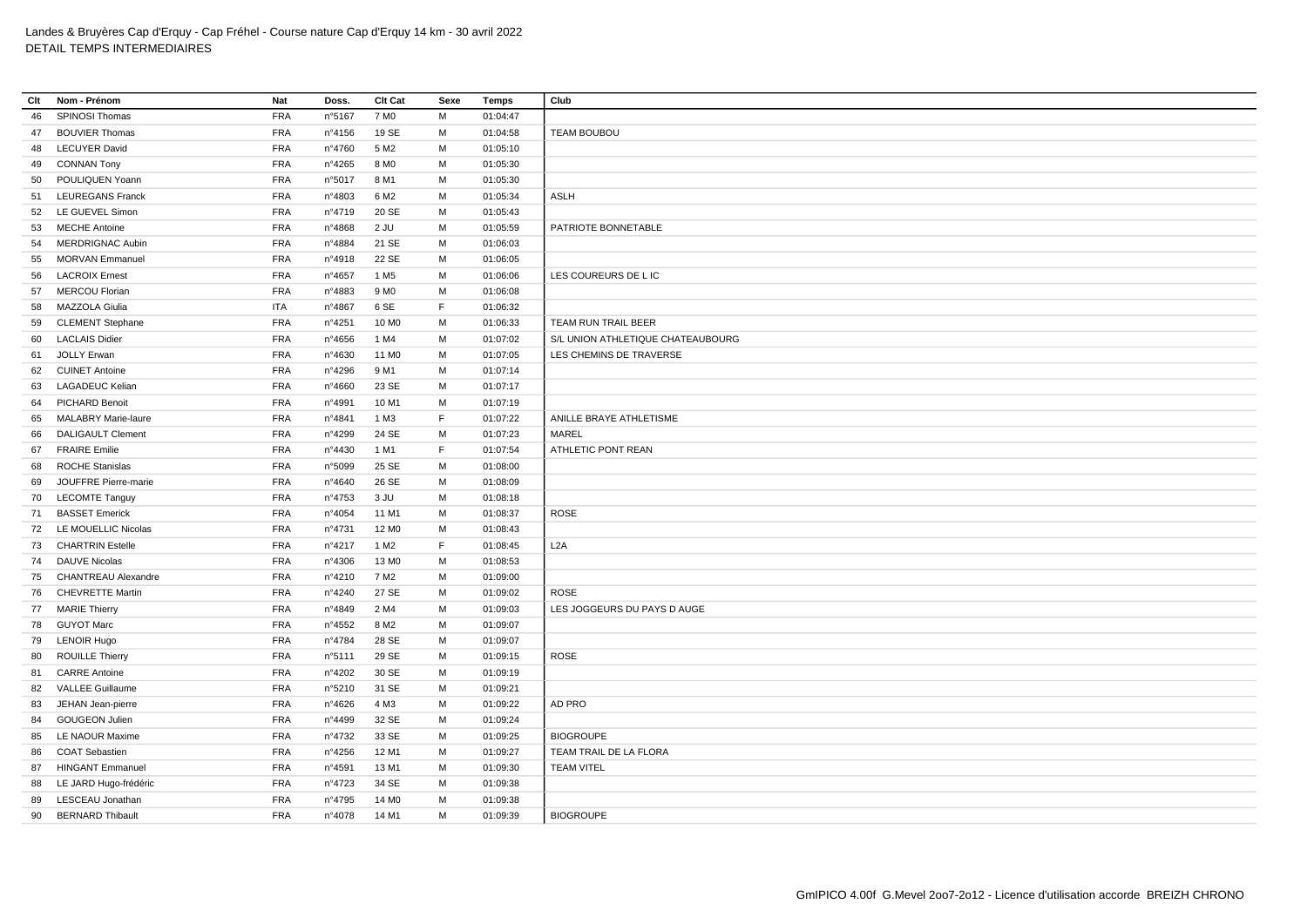Landes & Bruyères Cap d'Erquy - Cap Fréhel - Course nature Cap d'Erquy 14 km - 30 avril 2022
DETAIL TEMPS INTERMEDIAIRES

| Clt | Nom - Prénom | Nat | Doss. | Clt Cat | Sexe | Temps | Club |
|---|---|---|---|---|---|---|---|
| 46 | SPINOSI Thomas | FRA | n°5167 | 7 M0 | M | 01:04:47 | |
| 47 | BOUVIER Thomas | FRA | n°4156 | 19 SE | M | 01:04:58 | TEAM BOUBOU |
| 48 | LECUYER David | FRA | n°4760 | 5 M2 | M | 01:05:10 | |
| 49 | CONNAN Tony | FRA | n°4265 | 8 M0 | M | 01:05:30 | |
| 50 | POULIQUEN Yoann | FRA | n°5017 | 8 M1 | M | 01:05:30 | |
| 51 | LEUREGANS Franck | FRA | n°4803 | 6 M2 | M | 01:05:34 | ASLH |
| 52 | LE GUEVEL Simon | FRA | n°4719 | 20 SE | M | 01:05:43 | |
| 53 | MECHE Antoine | FRA | n°4868 | 2 JU | M | 01:05:59 | PATRIOTE BONNETABLE |
| 54 | MERDRIGNAC Aubin | FRA | n°4884 | 21 SE | M | 01:06:03 | |
| 55 | MORVAN Emmanuel | FRA | n°4918 | 22 SE | M | 01:06:05 | |
| 56 | LACROIX Ernest | FRA | n°4657 | 1 M5 | M | 01:06:06 | LES COUREURS DE L IC |
| 57 | MERCOU Florian | FRA | n°4883 | 9 M0 | M | 01:06:08 | |
| 58 | MAZZOLA Giulia | ITA | n°4867 | 6 SE | F | 01:06:32 | |
| 59 | CLEMENT Stephane | FRA | n°4251 | 10 M0 | M | 01:06:33 | TEAM RUN TRAIL BEER |
| 60 | LACLAIS Didier | FRA | n°4656 | 1 M4 | M | 01:07:02 | S/L UNION ATHLETIQUE CHATEAUBOURG |
| 61 | JOLLY Erwan | FRA | n°4630 | 11 M0 | M | 01:07:05 | LES CHEMINS DE TRAVERSE |
| 62 | CUINET Antoine | FRA | n°4296 | 9 M1 | M | 01:07:14 | |
| 63 | LAGADEUC Kelian | FRA | n°4660 | 23 SE | M | 01:07:17 | |
| 64 | PICHARD Benoit | FRA | n°4991 | 10 M1 | M | 01:07:19 | |
| 65 | MALABRY Marie-laure | FRA | n°4841 | 1 M3 | F | 01:07:22 | ANILLE BRAYE ATHLETISME |
| 66 | DALIGAULT Clement | FRA | n°4299 | 24 SE | M | 01:07:23 | MAREL |
| 67 | FRAIRE Emilie | FRA | n°4430 | 1 M1 | F | 01:07:54 | ATHLETIC PONT REAN |
| 68 | ROCHE Stanislas | FRA | n°5099 | 25 SE | M | 01:08:00 | |
| 69 | JOUFFRE Pierre-marie | FRA | n°4640 | 26 SE | M | 01:08:09 | |
| 70 | LECOMTE Tanguy | FRA | n°4753 | 3 JU | M | 01:08:18 | |
| 71 | BASSET Emerick | FRA | n°4054 | 11 M1 | M | 01:08:37 | ROSE |
| 72 | LE MOUELLIC Nicolas | FRA | n°4731 | 12 M0 | M | 01:08:43 | |
| 73 | CHARTRIN Estelle | FRA | n°4217 | 1 M2 | F | 01:08:45 | L2A |
| 74 | DAUVE Nicolas | FRA | n°4306 | 13 M0 | M | 01:08:53 | |
| 75 | CHANTREAU Alexandre | FRA | n°4210 | 7 M2 | M | 01:09:00 | |
| 76 | CHEVRETTE Martin | FRA | n°4240 | 27 SE | M | 01:09:02 | ROSE |
| 77 | MARIE Thierry | FRA | n°4849 | 2 M4 | M | 01:09:03 | LES JOGGEURS DU PAYS D AUGE |
| 78 | GUYOT Marc | FRA | n°4552 | 8 M2 | M | 01:09:07 | |
| 79 | LENOIR Hugo | FRA | n°4784 | 28 SE | M | 01:09:07 | |
| 80 | ROUILLE Thierry | FRA | n°5111 | 29 SE | M | 01:09:15 | ROSE |
| 81 | CARRE Antoine | FRA | n°4202 | 30 SE | M | 01:09:19 | |
| 82 | VALLEE Guillaume | FRA | n°5210 | 31 SE | M | 01:09:21 | |
| 83 | JEHAN Jean-pierre | FRA | n°4626 | 4 M3 | M | 01:09:22 | AD PRO |
| 84 | GOUGEON Julien | FRA | n°4499 | 32 SE | M | 01:09:24 | |
| 85 | LE NAOUR Maxime | FRA | n°4732 | 33 SE | M | 01:09:25 | BIOGROUPE |
| 86 | COAT Sebastien | FRA | n°4256 | 12 M1 | M | 01:09:27 | TEAM TRAIL DE LA FLORA |
| 87 | HINGANT Emmanuel | FRA | n°4591 | 13 M1 | M | 01:09:30 | TEAM VITEL |
| 88 | LE JARD Hugo-frédéric | FRA | n°4723 | 34 SE | M | 01:09:38 | |
| 89 | LESCEAU Jonathan | FRA | n°4795 | 14 M0 | M | 01:09:38 | |
| 90 | BERNARD Thibault | FRA | n°4078 | 14 M1 | M | 01:09:39 | BIOGROUPE |

GmIPICO 4.00f G.Mevel 2oo7-2o12 - Licence d'utilisation accorde BREIZH CHRONO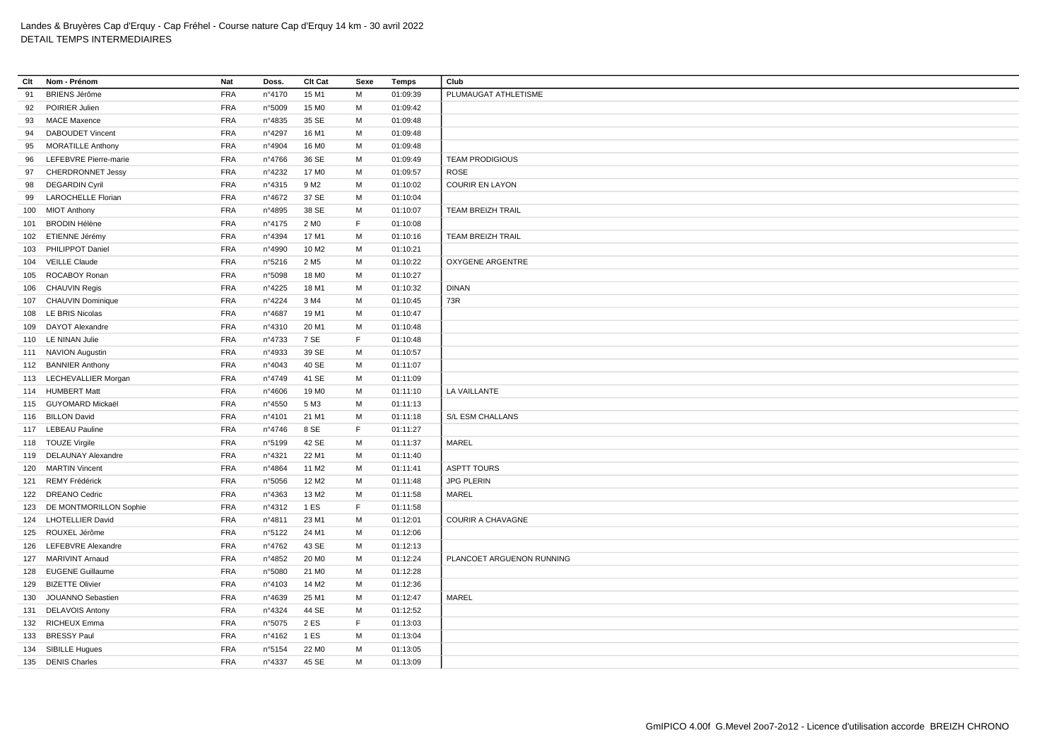Landes & Bruyères Cap d'Erquy - Cap Fréhel - Course nature Cap d'Erquy 14 km - 30 avril 2022
DETAIL TEMPS INTERMEDIAIRES

| Clt | Nom - Prénom | Nat | Doss. | Clt Cat | Sexe | Temps | Club |
|---|---|---|---|---|---|---|---|
| 91 | BRIENS Jérôme | FRA | n°4170 | 15 M1 | M | 01:09:39 | PLUMAUGAT ATHLETISME |
| 92 | POIRIER Julien | FRA | n°5009 | 15 M0 | M | 01:09:42 | |
| 93 | MACE Maxence | FRA | n°4835 | 35 SE | M | 01:09:48 | |
| 94 | DABOUDET Vincent | FRA | n°4297 | 16 M1 | M | 01:09:48 | |
| 95 | MORATILLE Anthony | FRA | n°4904 | 16 M0 | M | 01:09:48 | |
| 96 | LEFEBVRE Pierre-marie | FRA | n°4766 | 36 SE | M | 01:09:49 | TEAM PRODIGIOUS |
| 97 | CHERDRONNET Jessy | FRA | n°4232 | 17 M0 | M | 01:09:57 | ROSE |
| 98 | DEGARDIN Cyril | FRA | n°4315 | 9 M2 | M | 01:10:02 | COURIR EN LAYON |
| 99 | LAROCHELLE Florian | FRA | n°4672 | 37 SE | M | 01:10:04 | |
| 100 | MIOT Anthony | FRA | n°4895 | 38 SE | M | 01:10:07 | TEAM BREIZH TRAIL |
| 101 | BRODIN Hélène | FRA | n°4175 | 2 M0 | F | 01:10:08 | |
| 102 | ETIENNE Jérémy | FRA | n°4394 | 17 M1 | M | 01:10:16 | TEAM BREIZH TRAIL |
| 103 | PHILIPPOT Daniel | FRA | n°4990 | 10 M2 | M | 01:10:21 | |
| 104 | VEILLE Claude | FRA | n°5216 | 2 M5 | M | 01:10:22 | OXYGENE ARGENTRE |
| 105 | ROCABOY Ronan | FRA | n°5098 | 18 M0 | M | 01:10:27 | |
| 106 | CHAUVIN Regis | FRA | n°4225 | 18 M1 | M | 01:10:32 | DINAN |
| 107 | CHAUVIN Dominique | FRA | n°4224 | 3 M4 | M | 01:10:45 | 73R |
| 108 | LE BRIS Nicolas | FRA | n°4687 | 19 M1 | M | 01:10:47 | |
| 109 | DAYOT Alexandre | FRA | n°4310 | 20 M1 | M | 01:10:48 | |
| 110 | LE NINAN Julie | FRA | n°4733 | 7 SE | F | 01:10:48 | |
| 111 | NAVION Augustin | FRA | n°4933 | 39 SE | M | 01:10:57 | |
| 112 | BANNIER Anthony | FRA | n°4043 | 40 SE | M | 01:11:07 | |
| 113 | LECHEVALLIER Morgan | FRA | n°4749 | 41 SE | M | 01:11:09 | |
| 114 | HUMBERT Matt | FRA | n°4606 | 19 M0 | M | 01:11:10 | LA VAILLANTE |
| 115 | GUYOMARD Mickaël | FRA | n°4550 | 5 M3 | M | 01:11:13 | |
| 116 | BILLON David | FRA | n°4101 | 21 M1 | M | 01:11:18 | S/L ESM CHALLANS |
| 117 | LEBEAU Pauline | FRA | n°4746 | 8 SE | F | 01:11:27 | |
| 118 | TOUZE Virgile | FRA | n°5199 | 42 SE | M | 01:11:37 | MAREL |
| 119 | DELAUNAY Alexandre | FRA | n°4321 | 22 M1 | M | 01:11:40 | |
| 120 | MARTIN Vincent | FRA | n°4864 | 11 M2 | M | 01:11:41 | ASPTT TOURS |
| 121 | REMY Frédérick | FRA | n°5056 | 12 M2 | M | 01:11:48 | JPG PLERIN |
| 122 | DREANO Cedric | FRA | n°4363 | 13 M2 | M | 01:11:58 | MAREL |
| 123 | DE MONTMORILLON Sophie | FRA | n°4312 | 1 ES | F | 01:11:58 | |
| 124 | LHOTELLIER David | FRA | n°4811 | 23 M1 | M | 01:12:01 | COURIR A CHAVAGNE |
| 125 | ROUXEL Jérôme | FRA | n°5122 | 24 M1 | M | 01:12:06 | |
| 126 | LEFEBVRE Alexandre | FRA | n°4762 | 43 SE | M | 01:12:13 | |
| 127 | MARIVINT Arnaud | FRA | n°4852 | 20 M0 | M | 01:12:24 | PLANCOET ARGUENON RUNNING |
| 128 | EUGENE Guillaume | FRA | n°5080 | 21 M0 | M | 01:12:28 | |
| 129 | BIZETTE Olivier | FRA | n°4103 | 14 M2 | M | 01:12:36 | |
| 130 | JOUANNO Sebastien | FRA | n°4639 | 25 M1 | M | 01:12:47 | MAREL |
| 131 | DELAVOIS Antony | FRA | n°4324 | 44 SE | M | 01:12:52 | |
| 132 | RICHEUX Emma | FRA | n°5075 | 2 ES | F | 01:13:03 | |
| 133 | BRESSY Paul | FRA | n°4162 | 1 ES | M | 01:13:04 | |
| 134 | SIBILLE Hugues | FRA | n°5154 | 22 M0 | M | 01:13:05 | |
| 135 | DENIS Charles | FRA | n°4337 | 45 SE | M | 01:13:09 | |

GmIPICO 4.00f G.Mevel 2oo7-2o12 - Licence d'utilisation accorde BREIZH CHRONO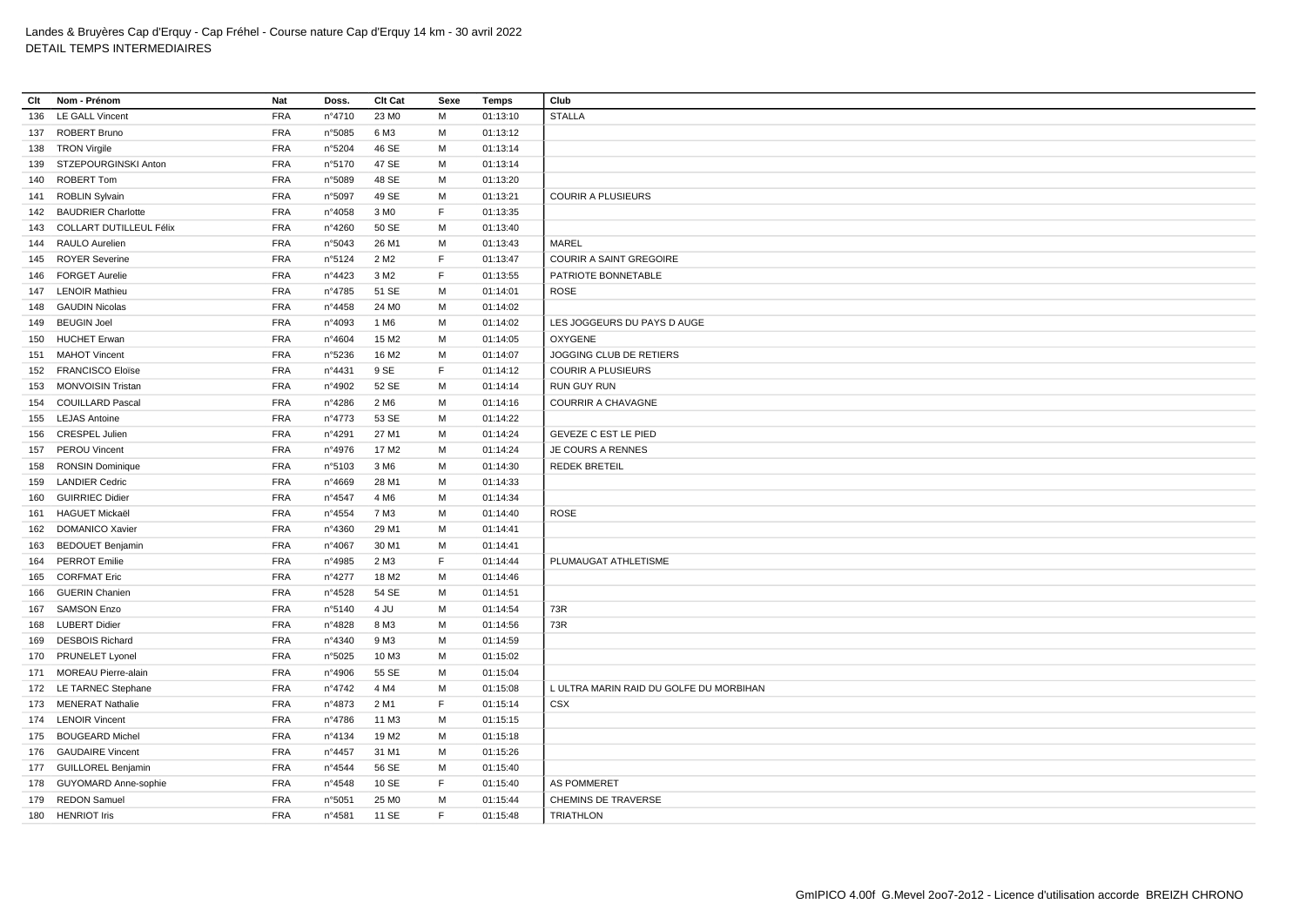Landes & Bruyères Cap d'Erquy - Cap Fréhel - Course nature Cap d'Erquy 14 km - 30 avril 2022
DETAIL TEMPS INTERMEDIAIRES

| Clt | Nom - Prénom | Nat | Doss. | Clt Cat | Sexe | Temps | Club |
|---|---|---|---|---|---|---|---|
| 136 | LE GALL Vincent | FRA | n°4710 | 23 M0 | M | 01:13:10 | STALLA |
| 137 | ROBERT Bruno | FRA | n°5085 | 6 M3 | M | 01:13:12 | |
| 138 | TRON Virgile | FRA | n°5204 | 46 SE | M | 01:13:14 | |
| 139 | STZEPOURGINSKI Anton | FRA | n°5170 | 47 SE | M | 01:13:14 | |
| 140 | ROBERT Tom | FRA | n°5089 | 48 SE | M | 01:13:20 | |
| 141 | ROBLIN Sylvain | FRA | n°5097 | 49 SE | M | 01:13:21 | COURIR A PLUSIEURS |
| 142 | BAUDRIER Charlotte | FRA | n°4058 | 3 M0 | F | 01:13:35 | |
| 143 | COLLART DUTILLEUL Félix | FRA | n°4260 | 50 SE | M | 01:13:40 | |
| 144 | RAULO Aurelien | FRA | n°5043 | 26 M1 | M | 01:13:43 | MAREL |
| 145 | ROYER Severine | FRA | n°5124 | 2 M2 | F | 01:13:47 | COURIR A SAINT GREGOIRE |
| 146 | FORGET Aurelie | FRA | n°4423 | 3 M2 | F | 01:13:55 | PATRIOTE BONNETABLE |
| 147 | LENOIR Mathieu | FRA | n°4785 | 51 SE | M | 01:14:01 | ROSE |
| 148 | GAUDIN Nicolas | FRA | n°4458 | 24 M0 | M | 01:14:02 | |
| 149 | BEUGIN Joel | FRA | n°4093 | 1 M6 | M | 01:14:02 | LES JOGGEURS DU PAYS D AUGE |
| 150 | HUCHET Erwan | FRA | n°4604 | 15 M2 | M | 01:14:05 | OXYGENE |
| 151 | MAHOT Vincent | FRA | n°5236 | 16 M2 | M | 01:14:07 | JOGGING CLUB DE RETIERS |
| 152 | FRANCISCO Eloïse | FRA | n°4431 | 9 SE | F | 01:14:12 | COURIR A PLUSIEURS |
| 153 | MONVOISIN Tristan | FRA | n°4902 | 52 SE | M | 01:14:14 | RUN GUY RUN |
| 154 | COUILLARD Pascal | FRA | n°4286 | 2 M6 | M | 01:14:16 | COURRIR A CHAVAGNE |
| 155 | LEJAS Antoine | FRA | n°4773 | 53 SE | M | 01:14:22 | |
| 156 | CRESPEL Julien | FRA | n°4291 | 27 M1 | M | 01:14:24 | GEVEZE C EST LE PIED |
| 157 | PEROU Vincent | FRA | n°4976 | 17 M2 | M | 01:14:24 | JE COURS A RENNES |
| 158 | RONSIN Dominique | FRA | n°5103 | 3 M6 | M | 01:14:30 | REDEK BRETEIL |
| 159 | LANDIER Cedric | FRA | n°4669 | 28 M1 | M | 01:14:33 | |
| 160 | GUIRRIEC Didier | FRA | n°4547 | 4 M6 | M | 01:14:34 | |
| 161 | HAGUET Mickaël | FRA | n°4554 | 7 M3 | M | 01:14:40 | ROSE |
| 162 | DOMANICO Xavier | FRA | n°4360 | 29 M1 | M | 01:14:41 | |
| 163 | BEDOUET Benjamin | FRA | n°4067 | 30 M1 | M | 01:14:41 | |
| 164 | PERROT Emilie | FRA | n°4985 | 2 M3 | F | 01:14:44 | PLUMAUGAT ATHLETISME |
| 165 | CORFMAT Eric | FRA | n°4277 | 18 M2 | M | 01:14:46 | |
| 166 | GUERIN Chanien | FRA | n°4528 | 54 SE | M | 01:14:51 | |
| 167 | SAMSON Enzo | FRA | n°5140 | 4 JU | M | 01:14:54 | 73R |
| 168 | LUBERT Didier | FRA | n°4828 | 8 M3 | M | 01:14:56 | 73R |
| 169 | DESBOIS Richard | FRA | n°4340 | 9 M3 | M | 01:14:59 | |
| 170 | PRUNELET Lyonel | FRA | n°5025 | 10 M3 | M | 01:15:02 | |
| 171 | MOREAU Pierre-alain | FRA | n°4906 | 55 SE | M | 01:15:04 | |
| 172 | LE TARNEC Stephane | FRA | n°4742 | 4 M4 | M | 01:15:08 | L ULTRA MARIN RAID DU GOLFE DU MORBIHAN |
| 173 | MENERAT Nathalie | FRA | n°4873 | 2 M1 | F | 01:15:14 | CSX |
| 174 | LENOIR Vincent | FRA | n°4786 | 11 M3 | M | 01:15:15 | |
| 175 | BOUGEARD Michel | FRA | n°4134 | 19 M2 | M | 01:15:18 | |
| 176 | GAUDAIRE Vincent | FRA | n°4457 | 31 M1 | M | 01:15:26 | |
| 177 | GUILLOREL Benjamin | FRA | n°4544 | 56 SE | M | 01:15:40 | |
| 178 | GUYOMARD Anne-sophie | FRA | n°4548 | 10 SE | F | 01:15:40 | AS POMMERET |
| 179 | REDON Samuel | FRA | n°5051 | 25 M0 | M | 01:15:44 | CHEMINS DE TRAVERSE |
| 180 | HENRIOT Iris | FRA | n°4581 | 11 SE | F | 01:15:48 | TRIATHLON |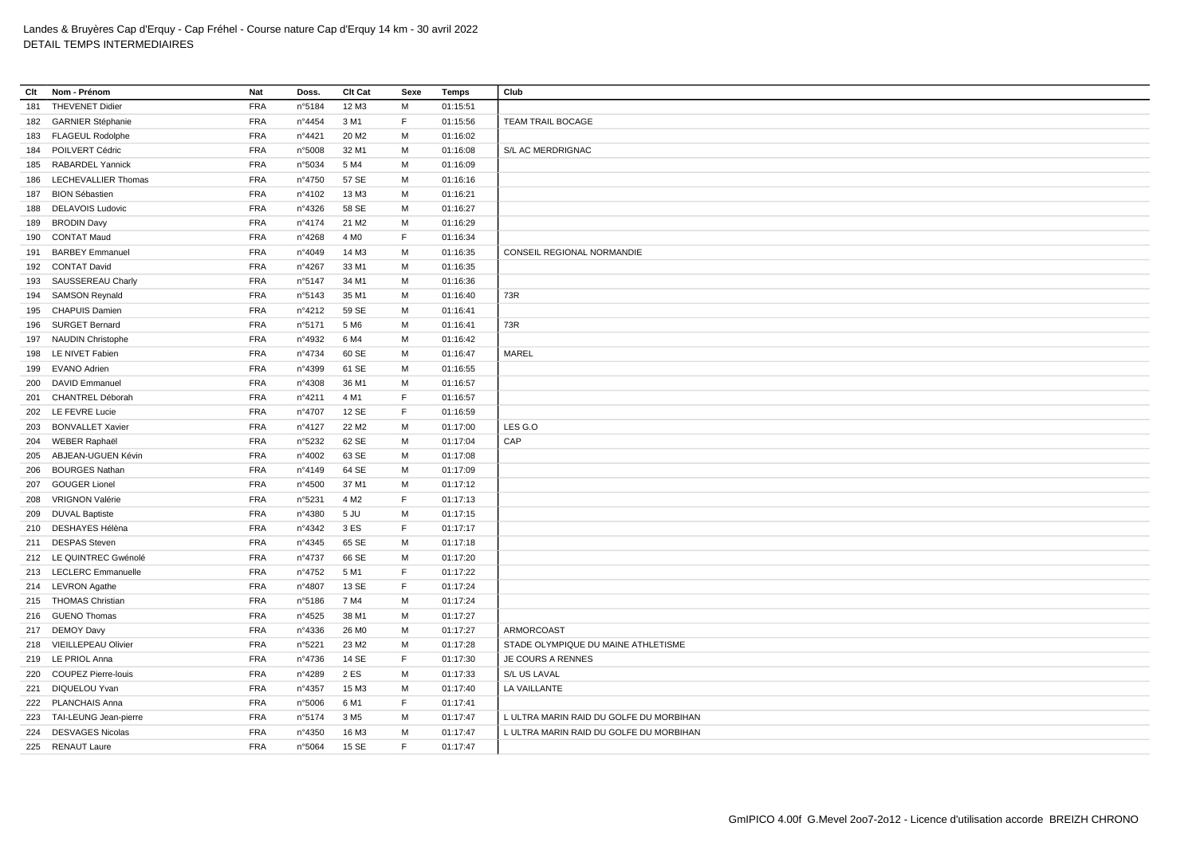Landes & Bruyères Cap d'Erquy - Cap Fréhel - Course nature Cap d'Erquy 14 km - 30 avril 2022
DETAIL TEMPS INTERMEDIAIRES

| Clt | Nom - Prénom | Nat | Doss. | Clt Cat | Sexe | Temps | Club |
|---|---|---|---|---|---|---|---|
| 181 | THEVENET Didier | FRA | n°5184 | 12 M3 | M | 01:15:51 | |
| 182 | GARNIER Stéphanie | FRA | n°4454 | 3 M1 | F | 01:15:56 | TEAM TRAIL BOCAGE |
| 183 | FLAGEUL Rodolphe | FRA | n°4421 | 20 M2 | M | 01:16:02 | |
| 184 | POILVERT Cédric | FRA | n°5008 | 32 M1 | M | 01:16:08 | S/L AC MERDRIGNAC |
| 185 | RABARDEL Yannick | FRA | n°5034 | 5 M4 | M | 01:16:09 | |
| 186 | LECHEVALLIER Thomas | FRA | n°4750 | 57 SE | M | 01:16:16 | |
| 187 | BION Sébastien | FRA | n°4102 | 13 M3 | M | 01:16:21 | |
| 188 | DELAVOIS Ludovic | FRA | n°4326 | 58 SE | M | 01:16:27 | |
| 189 | BRODIN Davy | FRA | n°4174 | 21 M2 | M | 01:16:29 | |
| 190 | CONTAT Maud | FRA | n°4268 | 4 M0 | F | 01:16:34 | |
| 191 | BARBEY Emmanuel | FRA | n°4049 | 14 M3 | M | 01:16:35 | CONSEIL REGIONAL NORMANDIE |
| 192 | CONTAT David | FRA | n°4267 | 33 M1 | M | 01:16:35 | |
| 193 | SAUSSEREAU Charly | FRA | n°5147 | 34 M1 | M | 01:16:36 | |
| 194 | SAMSON Reynald | FRA | n°5143 | 35 M1 | M | 01:16:40 | 73R |
| 195 | CHAPUIS Damien | FRA | n°4212 | 59 SE | M | 01:16:41 | |
| 196 | SURGET Bernard | FRA | n°5171 | 5 M6 | M | 01:16:41 | 73R |
| 197 | NAUDIN Christophe | FRA | n°4932 | 6 M4 | M | 01:16:42 | |
| 198 | LE NIVET Fabien | FRA | n°4734 | 60 SE | M | 01:16:47 | MAREL |
| 199 | EVANO Adrien | FRA | n°4399 | 61 SE | M | 01:16:55 | |
| 200 | DAVID Emmanuel | FRA | n°4308 | 36 M1 | M | 01:16:57 | |
| 201 | CHANTREL Déborah | FRA | n°4211 | 4 M1 | F | 01:16:57 | |
| 202 | LE FEVRE Lucie | FRA | n°4707 | 12 SE | F | 01:16:59 | |
| 203 | BONVALLET Xavier | FRA | n°4127 | 22 M2 | M | 01:17:00 | LES G.O |
| 204 | WEBER Raphaël | FRA | n°5232 | 62 SE | M | 01:17:04 | CAP |
| 205 | ABJEAN-UGUEN Kévin | FRA | n°4002 | 63 SE | M | 01:17:08 | |
| 206 | BOURGES Nathan | FRA | n°4149 | 64 SE | M | 01:17:09 | |
| 207 | GOUGER Lionel | FRA | n°4500 | 37 M1 | M | 01:17:12 | |
| 208 | VRIGNON Valérie | FRA | n°5231 | 4 M2 | F | 01:17:13 | |
| 209 | DUVAL Baptiste | FRA | n°4380 | 5 JU | M | 01:17:15 | |
| 210 | DESHAYES Hélèna | FRA | n°4342 | 3 ES | F | 01:17:17 | |
| 211 | DESPAS Steven | FRA | n°4345 | 65 SE | M | 01:17:18 | |
| 212 | LE QUINTREC Gwénolé | FRA | n°4737 | 66 SE | M | 01:17:20 | |
| 213 | LECLERC Emmanuelle | FRA | n°4752 | 5 M1 | F | 01:17:22 | |
| 214 | LEVRON Agathe | FRA | n°4807 | 13 SE | F | 01:17:24 | |
| 215 | THOMAS Christian | FRA | n°5186 | 7 M4 | M | 01:17:24 | |
| 216 | GUENO Thomas | FRA | n°4525 | 38 M1 | M | 01:17:27 | |
| 217 | DEMOY Davy | FRA | n°4336 | 26 M0 | M | 01:17:27 | ARMORCOAST |
| 218 | VIEILLEPEAU Olivier | FRA | n°5221 | 23 M2 | M | 01:17:28 | STADE OLYMPIQUE DU MAINE ATHLETISME |
| 219 | LE PRIOL Anna | FRA | n°4736 | 14 SE | F | 01:17:30 | JE COURS A RENNES |
| 220 | COUPEZ Pierre-louis | FRA | n°4289 | 2 ES | M | 01:17:33 | S/L US LAVAL |
| 221 | DIQUELOU Yvan | FRA | n°4357 | 15 M3 | M | 01:17:40 | LA VAILLANTE |
| 222 | PLANCHAIS Anna | FRA | n°5006 | 6 M1 | F | 01:17:41 | |
| 223 | TAI-LEUNG Jean-pierre | FRA | n°5174 | 3 M5 | M | 01:17:47 | L ULTRA MARIN RAID DU GOLFE DU MORBIHAN |
| 224 | DESVAGES Nicolas | FRA | n°4350 | 16 M3 | M | 01:17:47 | L ULTRA MARIN RAID DU GOLFE DU MORBIHAN |
| 225 | RENAUT Laure | FRA | n°5064 | 15 SE | F | 01:17:47 | |

GmIPICO 4.00f G.Mevel 2oo7-2o12 - Licence d'utilisation accorde BREIZH CHRONO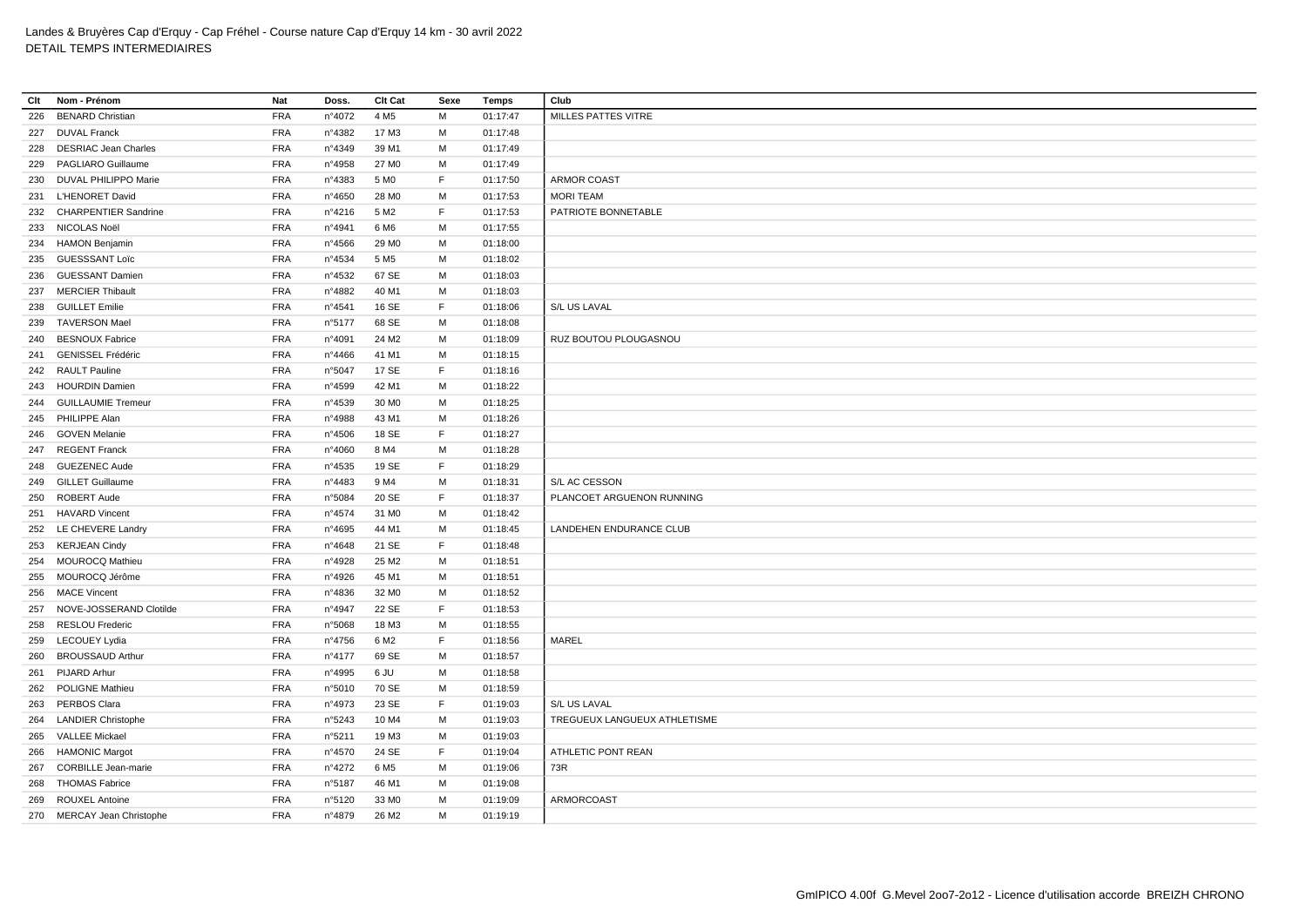Landes & Bruyères Cap d'Erquy - Cap Fréhel - Course nature Cap d'Erquy 14 km - 30 avril 2022
DETAIL TEMPS INTERMEDIAIRES

| Clt | Nom - Prénom | Nat | Doss. | Clt Cat | Sexe | Temps | Club |
|---|---|---|---|---|---|---|---|
| 226 | BENARD Christian | FRA | n°4072 | 4 M5 | M | 01:17:47 | MILLES PATTES VITRE |
| 227 | DUVAL Franck | FRA | n°4382 | 17 M3 | M | 01:17:48 | |
| 228 | DESRIAC Jean Charles | FRA | n°4349 | 39 M1 | M | 01:17:49 | |
| 229 | PAGLIARO Guillaume | FRA | n°4958 | 27 M0 | M | 01:17:49 | |
| 230 | DUVAL PHILIPPO Marie | FRA | n°4383 | 5 M0 | F | 01:17:50 | ARMOR COAST |
| 231 | L'HENORET David | FRA | n°4650 | 28 M0 | M | 01:17:53 | MORI TEAM |
| 232 | CHARPENTIER Sandrine | FRA | n°4216 | 5 M2 | F | 01:17:53 | PATRIOTE BONNETABLE |
| 233 | NICOLAS Noël | FRA | n°4941 | 6 M6 | M | 01:17:55 | |
| 234 | HAMON Benjamin | FRA | n°4566 | 29 M0 | M | 01:18:00 | |
| 235 | GUESSSANT Loïc | FRA | n°4534 | 5 M5 | M | 01:18:02 | |
| 236 | GUESSANT Damien | FRA | n°4532 | 67 SE | M | 01:18:03 | |
| 237 | MERCIER Thibault | FRA | n°4882 | 40 M1 | M | 01:18:03 | |
| 238 | GUILLET Emilie | FRA | n°4541 | 16 SE | F | 01:18:06 | S/L US LAVAL |
| 239 | TAVERSON Mael | FRA | n°5177 | 68 SE | M | 01:18:08 | |
| 240 | BESNOUX Fabrice | FRA | n°4091 | 24 M2 | M | 01:18:09 | RUZ BOUTOU PLOUGASNOU |
| 241 | GENISSEL Frédéric | FRA | n°4466 | 41 M1 | M | 01:18:15 | |
| 242 | RAULT Pauline | FRA | n°5047 | 17 SE | F | 01:18:16 | |
| 243 | HOURDIN Damien | FRA | n°4599 | 42 M1 | M | 01:18:22 | |
| 244 | GUILLAUMIE Tremeur | FRA | n°4539 | 30 M0 | M | 01:18:25 | |
| 245 | PHILIPPE Alan | FRA | n°4988 | 43 M1 | M | 01:18:26 | |
| 246 | GOVEN Melanie | FRA | n°4506 | 18 SE | F | 01:18:27 | |
| 247 | REGENT Franck | FRA | n°4060 | 8 M4 | M | 01:18:28 | |
| 248 | GUEZENEC Aude | FRA | n°4535 | 19 SE | F | 01:18:29 | |
| 249 | GILLET Guillaume | FRA | n°4483 | 9 M4 | M | 01:18:31 | S/L AC CESSON |
| 250 | ROBERT Aude | FRA | n°5084 | 20 SE | F | 01:18:37 | PLANCOET ARGUENON RUNNING |
| 251 | HAVARD Vincent | FRA | n°4574 | 31 M0 | M | 01:18:42 | |
| 252 | LE CHEVERE Landry | FRA | n°4695 | 44 M1 | M | 01:18:45 | LANDEHEN ENDURANCE CLUB |
| 253 | KERJEAN Cindy | FRA | n°4648 | 21 SE | F | 01:18:48 | |
| 254 | MOUROCQ Mathieu | FRA | n°4928 | 25 M2 | M | 01:18:51 | |
| 255 | MOUROCQ Jérôme | FRA | n°4926 | 45 M1 | M | 01:18:51 | |
| 256 | MACE Vincent | FRA | n°4836 | 32 M0 | M | 01:18:52 | |
| 257 | NOVE-JOSSERAND Clotilde | FRA | n°4947 | 22 SE | F | 01:18:53 | |
| 258 | RESLOU Frederic | FRA | n°5068 | 18 M3 | M | 01:18:55 | |
| 259 | LECOUEY Lydia | FRA | n°4756 | 6 M2 | F | 01:18:56 | MAREL |
| 260 | BROUSSAUD Arthur | FRA | n°4177 | 69 SE | M | 01:18:57 | |
| 261 | PIJARD Arhur | FRA | n°4995 | 6 JU | M | 01:18:58 | |
| 262 | POLIGNE Mathieu | FRA | n°5010 | 70 SE | M | 01:18:59 | |
| 263 | PERBOS Clara | FRA | n°4973 | 23 SE | F | 01:19:03 | S/L US LAVAL |
| 264 | LANDIER Christophe | FRA | n°5243 | 10 M4 | M | 01:19:03 | TREGUEUX LANGUEUX ATHLETISME |
| 265 | VALLEE Mickael | FRA | n°5211 | 19 M3 | M | 01:19:03 | |
| 266 | HAMONIC Margot | FRA | n°4570 | 24 SE | F | 01:19:04 | ATHLETIC PONT REAN |
| 267 | CORBILLE Jean-marie | FRA | n°4272 | 6 M5 | M | 01:19:06 | 73R |
| 268 | THOMAS Fabrice | FRA | n°5187 | 46 M1 | M | 01:19:08 | |
| 269 | ROUXEL Antoine | FRA | n°5120 | 33 M0 | M | 01:19:09 | ARMORCOAST |
| 270 | MERCAY Jean Christophe | FRA | n°4879 | 26 M2 | M | 01:19:19 | |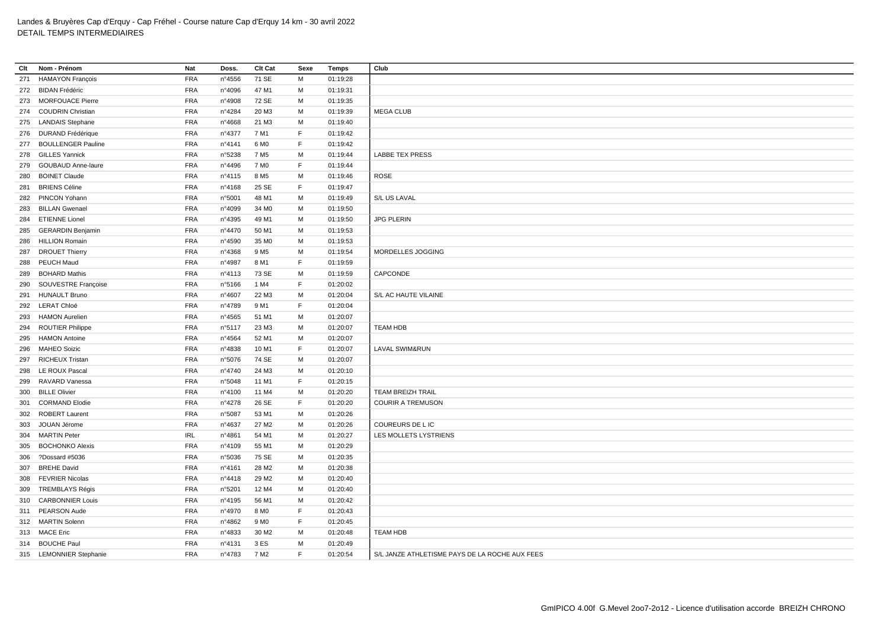Landes & Bruyères Cap d'Erquy - Cap Fréhel - Course nature Cap d'Erquy 14 km - 30 avril 2022
DETAIL TEMPS INTERMEDIAIRES

| Clt | Nom - Prénom | Nat | Doss. | Clt Cat | Sexe | Temps | Club |
|---|---|---|---|---|---|---|---|
| 271 | HAMAYON François | FRA | n°4556 | 71 SE | M | 01:19:28 | |
| 272 | BIDAN Frédéric | FRA | n°4096 | 47 M1 | M | 01:19:31 | |
| 273 | MORFOUACE Pierre | FRA | n°4908 | 72 SE | M | 01:19:35 | |
| 274 | COUDRIN Christian | FRA | n°4284 | 20 M3 | M | 01:19:39 | MEGA CLUB |
| 275 | LANDAIS Stephane | FRA | n°4668 | 21 M3 | M | 01:19:40 | |
| 276 | DURAND Frédérique | FRA | n°4377 | 7 M1 | F | 01:19:42 | |
| 277 | BOULLENGER Pauline | FRA | n°4141 | 6 M0 | F | 01:19:42 | |
| 278 | GILLES Yannick | FRA | n°5238 | 7 M5 | M | 01:19:44 | LABBE TEX PRESS |
| 279 | GOUBAUD Anne-laure | FRA | n°4496 | 7 M0 | F | 01:19:44 | |
| 280 | BOINET Claude | FRA | n°4115 | 8 M5 | M | 01:19:46 | ROSE |
| 281 | BRIENS Céline | FRA | n°4168 | 25 SE | F | 01:19:47 | |
| 282 | PINCON Yohann | FRA | n°5001 | 48 M1 | M | 01:19:49 | S/L US LAVAL |
| 283 | BILLAN Gwenael | FRA | n°4099 | 34 M0 | M | 01:19:50 | |
| 284 | ETIENNE Lionel | FRA | n°4395 | 49 M1 | M | 01:19:50 | JPG PLERIN |
| 285 | GERARDIN Benjamin | FRA | n°4470 | 50 M1 | M | 01:19:53 | |
| 286 | HILLION Romain | FRA | n°4590 | 35 M0 | M | 01:19:53 | |
| 287 | DROUET Thierry | FRA | n°4368 | 9 M5 | M | 01:19:54 | MORDELLES JOGGING |
| 288 | PEUCH Maud | FRA | n°4987 | 8 M1 | F | 01:19:59 | |
| 289 | BOHARD Mathis | FRA | n°4113 | 73 SE | M | 01:19:59 | CAPCONDE |
| 290 | SOUVESTRE Françoise | FRA | n°5166 | 1 M4 | F | 01:20:02 | |
| 291 | HUNAULT Bruno | FRA | n°4607 | 22 M3 | M | 01:20:04 | S/L AC HAUTE VILAINE |
| 292 | LERAT Chloé | FRA | n°4789 | 9 M1 | F | 01:20:04 | |
| 293 | HAMON Aurelien | FRA | n°4565 | 51 M1 | M | 01:20:07 | |
| 294 | ROUTIER Philippe | FRA | n°5117 | 23 M3 | M | 01:20:07 | TEAM HDB |
| 295 | HAMON Antoine | FRA | n°4564 | 52 M1 | M | 01:20:07 | |
| 296 | MAHEO Soizic | FRA | n°4838 | 10 M1 | F | 01:20:07 | LAVAL SWIM&RUN |
| 297 | RICHEUX Tristan | FRA | n°5076 | 74 SE | M | 01:20:07 | |
| 298 | LE ROUX Pascal | FRA | n°4740 | 24 M3 | M | 01:20:10 | |
| 299 | RAVARD Vanessa | FRA | n°5048 | 11 M1 | F | 01:20:15 | |
| 300 | BILLE Olivier | FRA | n°4100 | 11 M4 | M | 01:20:20 | TEAM BREIZH TRAIL |
| 301 | CORMAND Elodie | FRA | n°4278 | 26 SE | F | 01:20:20 | COURIR A TREMUSON |
| 302 | ROBERT Laurent | FRA | n°5087 | 53 M1 | M | 01:20:26 | |
| 303 | JOUAN Jérome | FRA | n°4637 | 27 M2 | M | 01:20:26 | COUREURS DE L IC |
| 304 | MARTIN Peter | IRL | n°4861 | 54 M1 | M | 01:20:27 | LES MOLLETS LYSTRIENS |
| 305 | BOCHONKO Alexis | FRA | n°4109 | 55 M1 | M | 01:20:29 | |
| 306 | ?Dossard #5036 | FRA | n°5036 | 75 SE | M | 01:20:35 | |
| 307 | BREHE David | FRA | n°4161 | 28 M2 | M | 01:20:38 | |
| 308 | FEVRIER Nicolas | FRA | n°4418 | 29 M2 | M | 01:20:40 | |
| 309 | TREMBLAYS Régis | FRA | n°5201 | 12 M4 | M | 01:20:40 | |
| 310 | CARBONNIER Louis | FRA | n°4195 | 56 M1 | M | 01:20:42 | |
| 311 | PEARSON Aude | FRA | n°4970 | 8 M0 | F | 01:20:43 | |
| 312 | MARTIN Solenn | FRA | n°4862 | 9 M0 | F | 01:20:45 | |
| 313 | MACE Eric | FRA | n°4833 | 30 M2 | M | 01:20:48 | TEAM HDB |
| 314 | BOUCHE Paul | FRA | n°4131 | 3 ES | M | 01:20:49 | |
| 315 | LEMONNIER Stephanie | FRA | n°4783 | 7 M2 | F | 01:20:54 | S/L JANZE ATHLETISME PAYS DE LA ROCHE AUX FEES |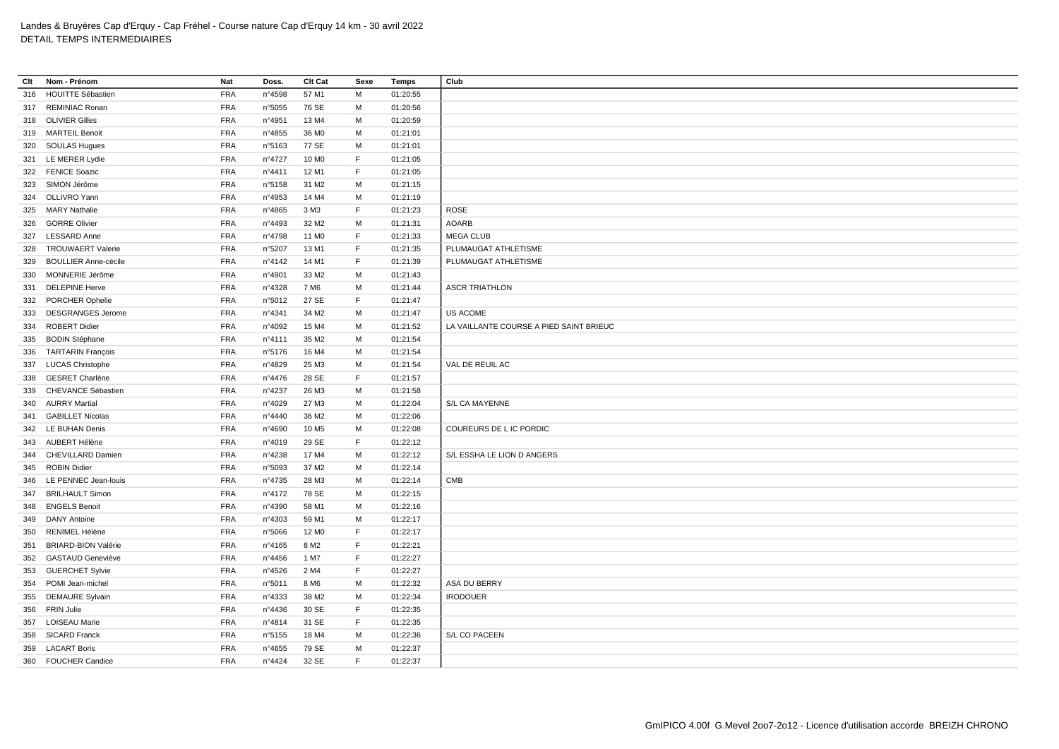Landes & Bruyères Cap d'Erquy - Cap Fréhel - Course nature Cap d'Erquy 14 km - 30 avril 2022
DETAIL TEMPS INTERMEDIAIRES

| Clt | Nom - Prénom | Nat | Doss. | Clt Cat | Sexe | Temps | Club |
|---|---|---|---|---|---|---|---|
| 316 | HOUITTE Sébastien | FRA | n°4598 | 57 M1 | M | 01:20:55 | |
| 317 | REMINIAC Ronan | FRA | n°5055 | 76 SE | M | 01:20:56 | |
| 318 | OLIVIER Gilles | FRA | n°4951 | 13 M4 | M | 01:20:59 | |
| 319 | MARTEIL Benoit | FRA | n°4855 | 36 M0 | M | 01:21:01 | |
| 320 | SOULAS Hugues | FRA | n°5163 | 77 SE | M | 01:21:01 | |
| 321 | LE MERER Lydie | FRA | n°4727 | 10 M0 | F | 01:21:05 | |
| 322 | FENICE Soazic | FRA | n°4411 | 12 M1 | F | 01:21:05 | |
| 323 | SIMON Jérôme | FRA | n°5158 | 31 M2 | M | 01:21:15 | |
| 324 | OLLIVRO Yann | FRA | n°4953 | 14 M4 | M | 01:21:19 | |
| 325 | MARY Nathalie | FRA | n°4865 | 3 M3 | F | 01:21:23 | ROSE |
| 326 | GORRE Olivier | FRA | n°4493 | 32 M2 | M | 01:21:31 | AOARB |
| 327 | LESSARD Anne | FRA | n°4798 | 11 M0 | F | 01:21:33 | MEGA CLUB |
| 328 | TROUWAERT Valerie | FRA | n°5207 | 13 M1 | F | 01:21:35 | PLUMAUGAT ATHLETISME |
| 329 | BOULLIER Anne-cécile | FRA | n°4142 | 14 M1 | F | 01:21:39 | PLUMAUGAT ATHLETISME |
| 330 | MONNERIE Jérôme | FRA | n°4901 | 33 M2 | M | 01:21:43 | |
| 331 | DELEPINE Herve | FRA | n°4328 | 7 M6 | M | 01:21:44 | ASCR TRIATHLON |
| 332 | PORCHER Ophelie | FRA | n°5012 | 27 SE | F | 01:21:47 | |
| 333 | DESGRANGES Jerome | FRA | n°4341 | 34 M2 | M | 01:21:47 | US ACOME |
| 334 | ROBERT Didier | FRA | n°4092 | 15 M4 | M | 01:21:52 | LA VAILLANTE COURSE A PIED SAINT BRIEUC |
| 335 | BODIN Stéphane | FRA | n°4111 | 35 M2 | M | 01:21:54 | |
| 336 | TARTARIN François | FRA | n°5176 | 16 M4 | M | 01:21:54 | |
| 337 | LUCAS Christophe | FRA | n°4829 | 25 M3 | M | 01:21:54 | VAL DE REUIL AC |
| 338 | GESRET Charlène | FRA | n°4476 | 28 SE | F | 01:21:57 | |
| 339 | CHEVANCE Sébastien | FRA | n°4237 | 26 M3 | M | 01:21:58 | |
| 340 | AURRY Martial | FRA | n°4029 | 27 M3 | M | 01:22:04 | S/L CA MAYENNE |
| 341 | GABILLET Nicolas | FRA | n°4440 | 36 M2 | M | 01:22:06 | |
| 342 | LE BUHAN Denis | FRA | n°4690 | 10 M5 | M | 01:22:08 | COUREURS DE L IC PORDIC |
| 343 | AUBERT Hélène | FRA | n°4019 | 29 SE | F | 01:22:12 | |
| 344 | CHEVILLARD Damien | FRA | n°4238 | 17 M4 | M | 01:22:12 | S/L ESSHA LE LION D ANGERS |
| 345 | ROBIN Didier | FRA | n°5093 | 37 M2 | M | 01:22:14 | |
| 346 | LE PENNEC Jean-louis | FRA | n°4735 | 28 M3 | M | 01:22:14 | CMB |
| 347 | BRILHAULT Simon | FRA | n°4172 | 78 SE | M | 01:22:15 | |
| 348 | ENGELS Benoit | FRA | n°4390 | 58 M1 | M | 01:22:16 | |
| 349 | DANY Antoine | FRA | n°4303 | 59 M1 | M | 01:22:17 | |
| 350 | RENIMEL Hélène | FRA | n°5066 | 12 M0 | F | 01:22:17 | |
| 351 | BRIARD-BION Valérie | FRA | n°4165 | 8 M2 | F | 01:22:21 | |
| 352 | GASTAUD Geneviève | FRA | n°4456 | 1 M7 | F | 01:22:27 | |
| 353 | GUERCHET Sylvie | FRA | n°4526 | 2 M4 | F | 01:22:27 | |
| 354 | POMI Jean-michel | FRA | n°5011 | 8 M6 | M | 01:22:32 | ASA DU BERRY |
| 355 | DEMAURE Sylvain | FRA | n°4333 | 38 M2 | M | 01:22:34 | IRODOUER |
| 356 | FRIN Julie | FRA | n°4436 | 30 SE | F | 01:22:35 | |
| 357 | LOISEAU Marie | FRA | n°4814 | 31 SE | F | 01:22:35 | |
| 358 | SICARD Franck | FRA | n°5155 | 18 M4 | M | 01:22:36 | S/L CO PACEEN |
| 359 | LACART Boris | FRA | n°4655 | 79 SE | M | 01:22:37 | |
| 360 | FOUCHER Candice | FRA | n°4424 | 32 SE | F | 01:22:37 | |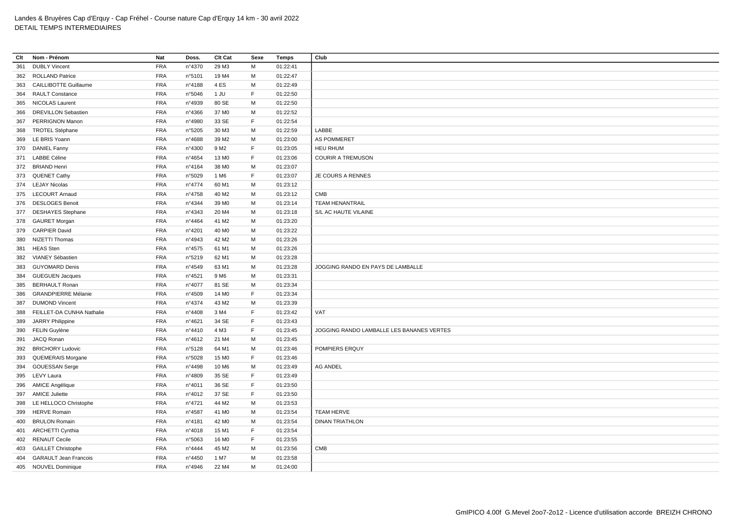Landes & Bruyères Cap d'Erquy - Cap Fréhel - Course nature Cap d'Erquy 14 km - 30 avril 2022
DETAIL TEMPS INTERMEDIAIRES

| Clt | Nom - Prénom | Nat | Doss. | Clt Cat | Sexe | Temps | Club |
|---|---|---|---|---|---|---|---|
| 361 | DUBLY Vincent | FRA | n°4370 | 29 M3 | M | 01:22:41 | |
| 362 | ROLLAND Patrice | FRA | n°5101 | 19 M4 | M | 01:22:47 | |
| 363 | CAILLIBOTTE Guillaume | FRA | n°4188 | 4 ES | M | 01:22:49 | |
| 364 | RAULT Constance | FRA | n°5046 | 1 JU | F | 01:22:50 | |
| 365 | NICOLAS Laurent | FRA | n°4939 | 80 SE | M | 01:22:50 | |
| 366 | DREVILLON Sebastien | FRA | n°4366 | 37 M0 | M | 01:22:52 | |
| 367 | PERRIGNON Manon | FRA | n°4980 | 33 SE | F | 01:22:54 | |
| 368 | TROTEL Stéphane | FRA | n°5205 | 30 M3 | M | 01:22:59 | LABBE |
| 369 | LE BRIS Yoann | FRA | n°4688 | 39 M2 | M | 01:23:00 | AS POMMERET |
| 370 | DANIEL Fanny | FRA | n°4300 | 9 M2 | F | 01:23:05 | HEU RHUM |
| 371 | LABBE Céline | FRA | n°4654 | 13 M0 | F | 01:23:06 | COURIR A TREMUSON |
| 372 | BRIAND Henri | FRA | n°4164 | 38 M0 | M | 01:23:07 | |
| 373 | QUENET Cathy | FRA | n°5029 | 1 M6 | F | 01:23:07 | JE COURS A RENNES |
| 374 | LEJAY Nicolas | FRA | n°4774 | 60 M1 | M | 01:23:12 | |
| 375 | LECOURT Arnaud | FRA | n°4758 | 40 M2 | M | 01:23:12 | CMB |
| 376 | DESLOGES Benoit | FRA | n°4344 | 39 M0 | M | 01:23:14 | TEAM HENANTRAIL |
| 377 | DESHAYES Stephane | FRA | n°4343 | 20 M4 | M | 01:23:18 | S/L AC HAUTE VILAINE |
| 378 | GAURET Morgan | FRA | n°4464 | 41 M2 | M | 01:23:20 | |
| 379 | CARPIER David | FRA | n°4201 | 40 M0 | M | 01:23:22 | |
| 380 | NIZETTI Thomas | FRA | n°4943 | 42 M2 | M | 01:23:26 | |
| 381 | HEAS Sten | FRA | n°4575 | 61 M1 | M | 01:23:26 | |
| 382 | VIANEY Sébastien | FRA | n°5219 | 62 M1 | M | 01:23:28 | |
| 383 | GUYOMARD Denis | FRA | n°4549 | 63 M1 | M | 01:23:28 | JOGGING RANDO EN PAYS DE LAMBALLE |
| 384 | GUEGUEN Jacques | FRA | n°4521 | 9 M6 | M | 01:23:31 | |
| 385 | BERHAULT Ronan | FRA | n°4077 | 81 SE | M | 01:23:34 | |
| 386 | GRANDPIERRE Mélanie | FRA | n°4509 | 14 M0 | F | 01:23:34 | |
| 387 | DUMOND Vincent | FRA | n°4374 | 43 M2 | M | 01:23:39 | |
| 388 | FEILLET-DA CUNHA Nathalie | FRA | n°4408 | 3 M4 | F | 01:23:42 | VAT |
| 389 | JARRY Philippine | FRA | n°4621 | 34 SE | F | 01:23:43 | |
| 390 | FELIN Guylène | FRA | n°4410 | 4 M3 | F | 01:23:45 | JOGGING RANDO LAMBALLE LES BANANES VERTES |
| 391 | JACQ Ronan | FRA | n°4612 | 21 M4 | M | 01:23:45 | |
| 392 | BRICHORY Ludovic | FRA | n°5128 | 64 M1 | M | 01:23:46 | POMPIERS ERQUY |
| 393 | QUEMERAIS Morgane | FRA | n°5028 | 15 M0 | F | 01:23:46 | |
| 394 | GOUESSAN Serge | FRA | n°4498 | 10 M6 | M | 01:23:49 | AG ANDEL |
| 395 | LEVY Laura | FRA | n°4809 | 35 SE | F | 01:23:49 | |
| 396 | AMICE Angélique | FRA | n°4011 | 36 SE | F | 01:23:50 | |
| 397 | AMICE Juliette | FRA | n°4012 | 37 SE | F | 01:23:50 | |
| 398 | LE HELLOCO Christophe | FRA | n°4721 | 44 M2 | M | 01:23:53 | |
| 399 | HERVE Romain | FRA | n°4587 | 41 M0 | M | 01:23:54 | TEAM HERVE |
| 400 | BRULON Romain | FRA | n°4181 | 42 M0 | M | 01:23:54 | DINAN TRIATHLON |
| 401 | ARCHETTI Cynthia | FRA | n°4018 | 15 M1 | F | 01:23:54 | |
| 402 | RENAUT Cecile | FRA | n°5063 | 16 M0 | F | 01:23:55 | |
| 403 | GAILLET Christophe | FRA | n°4444 | 45 M2 | M | 01:23:56 | CMB |
| 404 | GARAULT Jean Francois | FRA | n°4450 | 1 M7 | M | 01:23:58 | |
| 405 | NOUVEL Dominique | FRA | n°4946 | 22 M4 | M | 01:24:00 | |

GmIPICO 4.00f G.Mevel 2oo7-2o12 - Licence d'utilisation accorde BREIZH CHRONO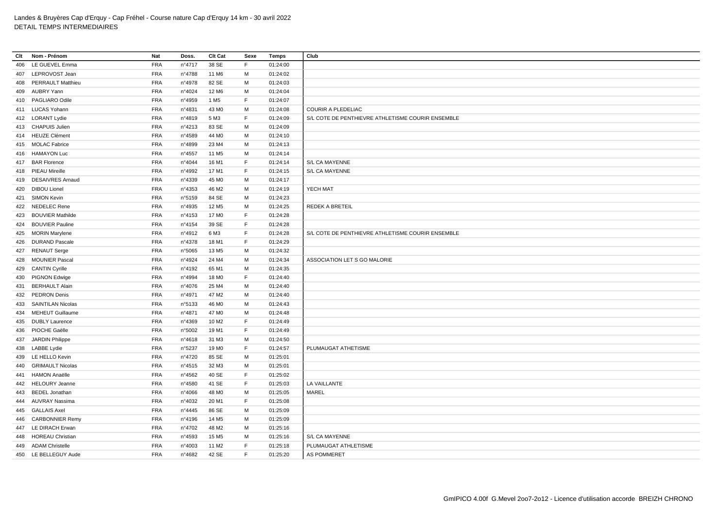Landes & Bruyères Cap d'Erquy - Cap Fréhel - Course nature Cap d'Erquy 14 km - 30 avril 2022
DETAIL TEMPS INTERMEDIAIRES

| Clt | Nom - Prénom | Nat | Doss. | Clt Cat | Sexe | Temps | Club |
|---|---|---|---|---|---|---|---|
| 406 | LE GUEVEL Emma | FRA | n°4717 | 38 SE | F | 01:24:00 | |
| 407 | LEPROVOST Jean | FRA | n°4788 | 11 M6 | M | 01:24:02 | |
| 408 | PERRAULT Matthieu | FRA | n°4978 | 82 SE | M | 01:24:03 | |
| 409 | AUBRY Yann | FRA | n°4024 | 12 M6 | M | 01:24:04 | |
| 410 | PAGLIARO Odile | FRA | n°4959 | 1 M5 | F | 01:24:07 | |
| 411 | LUCAS Yohann | FRA | n°4831 | 43 M0 | M | 01:24:08 | COURIR A PLEDELIAC |
| 412 | LORANT Lydie | FRA | n°4819 | 5 M3 | F | 01:24:09 | S/L COTE DE PENTHIEVRE ATHLETISME COURIR ENSEMBLE |
| 413 | CHAPUIS Julien | FRA | n°4213 | 83 SE | M | 01:24:09 | |
| 414 | HEUZE Clément | FRA | n°4589 | 44 M0 | M | 01:24:10 | |
| 415 | MOLAC Fabrice | FRA | n°4899 | 23 M4 | M | 01:24:13 | |
| 416 | HAMAYON Luc | FRA | n°4557 | 11 M5 | M | 01:24:14 | |
| 417 | BAR Florence | FRA | n°4044 | 16 M1 | F | 01:24:14 | S/L CA MAYENNE |
| 418 | PIEAU Mireille | FRA | n°4992 | 17 M1 | F | 01:24:15 | S/L CA MAYENNE |
| 419 | DESAIVRES Arnaud | FRA | n°4339 | 45 M0 | M | 01:24:17 | |
| 420 | DIBOU Lionel | FRA | n°4353 | 46 M2 | M | 01:24:19 | YECH MAT |
| 421 | SIMON Kevin | FRA | n°5159 | 84 SE | M | 01:24:23 | |
| 422 | NEDELEC Rene | FRA | n°4935 | 12 M5 | M | 01:24:25 | REDEK A BRETEIL |
| 423 | BOUVIER Mathilde | FRA | n°4153 | 17 M0 | F | 01:24:28 | |
| 424 | BOUVIER Pauline | FRA | n°4154 | 39 SE | F | 01:24:28 | |
| 425 | MORIN Marylene | FRA | n°4912 | 6 M3 | F | 01:24:28 | S/L COTE DE PENTHIEVRE ATHLETISME COURIR ENSEMBLE |
| 426 | DURAND Pascale | FRA | n°4378 | 18 M1 | F | 01:24:29 | |
| 427 | RENAUT Serge | FRA | n°5065 | 13 M5 | M | 01:24:32 | |
| 428 | MOUNIER Pascal | FRA | n°4924 | 24 M4 | M | 01:24:34 | ASSOCIATION LET S GO MALORIE |
| 429 | CANTIN Cyrille | FRA | n°4192 | 65 M1 | M | 01:24:35 | |
| 430 | PIGNON Edwige | FRA | n°4994 | 18 M0 | F | 01:24:40 | |
| 431 | BERHAULT Alain | FRA | n°4076 | 25 M4 | M | 01:24:40 | |
| 432 | PEDRON Denis | FRA | n°4971 | 47 M2 | M | 01:24:40 | |
| 433 | SAINTILAN Nicolas | FRA | n°5133 | 46 M0 | M | 01:24:43 | |
| 434 | MEHEUT Guillaume | FRA | n°4871 | 47 M0 | M | 01:24:48 | |
| 435 | DUBLY Laurence | FRA | n°4369 | 10 M2 | F | 01:24:49 | |
| 436 | PIOCHE Gaëlle | FRA | n°5002 | 19 M1 | F | 01:24:49 | |
| 437 | JARDIN Philippe | FRA | n°4618 | 31 M3 | M | 01:24:50 | |
| 438 | LABBE Lydie | FRA | n°5237 | 19 M0 | F | 01:24:57 | PLUMAUGAT ATHETISME |
| 439 | LE HELLO Kevin | FRA | n°4720 | 85 SE | M | 01:25:01 | |
| 440 | GRIMAULT Nicolas | FRA | n°4515 | 32 M3 | M | 01:25:01 | |
| 441 | HAMON Anaëlle | FRA | n°4562 | 40 SE | F | 01:25:02 | |
| 442 | HELOURY Jeanne | FRA | n°4580 | 41 SE | F | 01:25:03 | LA VAILLANTE |
| 443 | BEDEL Jonathan | FRA | n°4066 | 48 M0 | M | 01:25:05 | MAREL |
| 444 | AUVRAY Nassima | FRA | n°4032 | 20 M1 | F | 01:25:08 | |
| 445 | GALLAIS Axel | FRA | n°4445 | 86 SE | M | 01:25:09 | |
| 446 | CARBONNIER Remy | FRA | n°4196 | 14 M5 | M | 01:25:09 | |
| 447 | LE DIRACH Erwan | FRA | n°4702 | 48 M2 | M | 01:25:16 | |
| 448 | HOREAU Christian | FRA | n°4593 | 15 M5 | M | 01:25:16 | S/L CA MAYENNE |
| 449 | ADAM Christelle | FRA | n°4003 | 11 M2 | F | 01:25:18 | PLUMAUGAT ATHLETISME |
| 450 | LE BELLEGUY Aude | FRA | n°4682 | 42 SE | F | 01:25:20 | AS POMMERET |

GmIPICO 4.00f G.Mevel 2oo7-2o12 - Licence d'utilisation accorde BREIZH CHRONO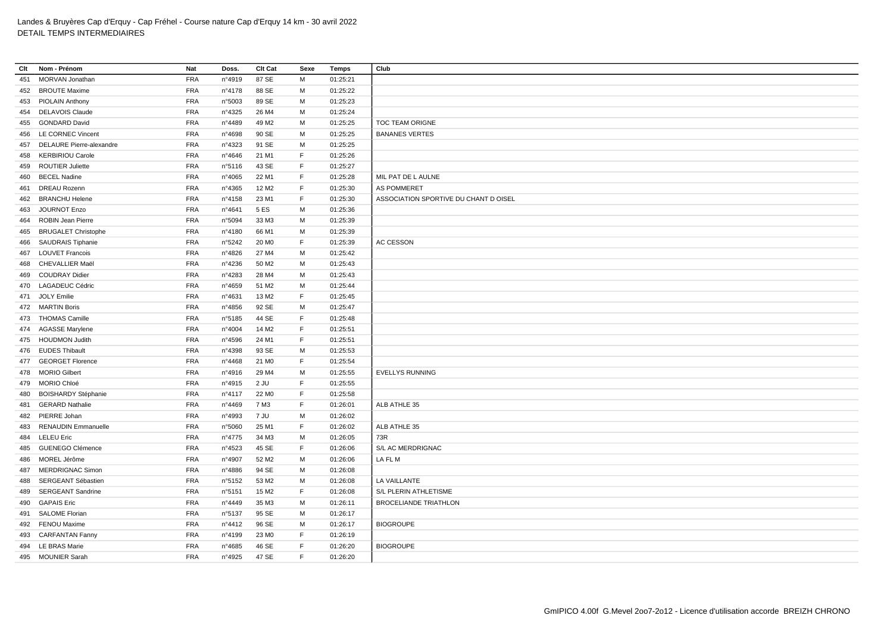Landes & Bruyères Cap d'Erquy - Cap Fréhel - Course nature Cap d'Erquy 14 km - 30 avril 2022
DETAIL TEMPS INTERMEDIAIRES

| Clt | Nom - Prénom | Nat | Doss. | Clt Cat | Sexe | Temps | Club |
|---|---|---|---|---|---|---|---|
| 451 | MORVAN Jonathan | FRA | n°4919 | 87 SE | M | 01:25:21 | |
| 452 | BROUTE Maxime | FRA | n°4178 | 88 SE | M | 01:25:22 | |
| 453 | PIOLAIN Anthony | FRA | n°5003 | 89 SE | M | 01:25:23 | |
| 454 | DELAVOIS Claude | FRA | n°4325 | 26 M4 | M | 01:25:24 | |
| 455 | GONDARD David | FRA | n°4489 | 49 M2 | M | 01:25:25 | TOC TEAM ORIGNE |
| 456 | LE CORNEC Vincent | FRA | n°4698 | 90 SE | M | 01:25:25 | BANANES VERTES |
| 457 | DELAURE Pierre-alexandre | FRA | n°4323 | 91 SE | M | 01:25:25 | |
| 458 | KERBIRIOU Carole | FRA | n°4646 | 21 M1 | F | 01:25:26 | |
| 459 | ROUTIER Juliette | FRA | n°5116 | 43 SE | F | 01:25:27 | |
| 460 | BECEL Nadine | FRA | n°4065 | 22 M1 | F | 01:25:28 | MIL PAT DE L AULNE |
| 461 | DREAU Rozenn | FRA | n°4365 | 12 M2 | F | 01:25:30 | AS POMMERET |
| 462 | BRANCHU Helene | FRA | n°4158 | 23 M1 | F | 01:25:30 | ASSOCIATION SPORTIVE DU CHANT D OISEL |
| 463 | JOURNOT Enzo | FRA | n°4641 | 5 ES | M | 01:25:36 | |
| 464 | ROBIN Jean Pierre | FRA | n°5094 | 33 M3 | M | 01:25:39 | |
| 465 | BRUGALET Christophe | FRA | n°4180 | 66 M1 | M | 01:25:39 | |
| 466 | SAUDRAIS Tiphanie | FRA | n°5242 | 20 M0 | F | 01:25:39 | AC CESSON |
| 467 | LOUVET Francois | FRA | n°4826 | 27 M4 | M | 01:25:42 | |
| 468 | CHEVALLIER Maël | FRA | n°4236 | 50 M2 | M | 01:25:43 | |
| 469 | COUDRAY Didier | FRA | n°4283 | 28 M4 | M | 01:25:43 | |
| 470 | LAGADEUC Cédric | FRA | n°4659 | 51 M2 | M | 01:25:44 | |
| 471 | JOLY Emilie | FRA | n°4631 | 13 M2 | F | 01:25:45 | |
| 472 | MARTIN Boris | FRA | n°4856 | 92 SE | M | 01:25:47 | |
| 473 | THOMAS Camille | FRA | n°5185 | 44 SE | F | 01:25:48 | |
| 474 | AGASSE Marylene | FRA | n°4004 | 14 M2 | F | 01:25:51 | |
| 475 | HOUDMON Judith | FRA | n°4596 | 24 M1 | F | 01:25:51 | |
| 476 | EUDES Thibault | FRA | n°4398 | 93 SE | M | 01:25:53 | |
| 477 | GEORGET Florence | FRA | n°4468 | 21 M0 | F | 01:25:54 | |
| 478 | MORIO Gilbert | FRA | n°4916 | 29 M4 | M | 01:25:55 | EVELLYS RUNNING |
| 479 | MORIO Chloé | FRA | n°4915 | 2 JU | F | 01:25:55 | |
| 480 | BOISHARDY Stéphanie | FRA | n°4117 | 22 M0 | F | 01:25:58 | |
| 481 | GERARD Nathalie | FRA | n°4469 | 7 M3 | F | 01:26:01 | ALB ATHLE 35 |
| 482 | PIERRE Johan | FRA | n°4993 | 7 JU | M | 01:26:02 | |
| 483 | RENAUDIN Emmanuelle | FRA | n°5060 | 25 M1 | F | 01:26:02 | ALB ATHLE 35 |
| 484 | LELEU Eric | FRA | n°4775 | 34 M3 | M | 01:26:05 | 73R |
| 485 | GUENEGO Clémence | FRA | n°4523 | 45 SE | F | 01:26:06 | S/L AC MERDRIGNAC |
| 486 | MOREL Jérôme | FRA | n°4907 | 52 M2 | M | 01:26:06 | LA FL M |
| 487 | MERDRIGNAC Simon | FRA | n°4886 | 94 SE | M | 01:26:08 | |
| 488 | SERGEANT Sébastien | FRA | n°5152 | 53 M2 | M | 01:26:08 | LA VAILLANTE |
| 489 | SERGEANT Sandrine | FRA | n°5151 | 15 M2 | F | 01:26:08 | S/L PLERIN ATHLETISME |
| 490 | GAPAIS Eric | FRA | n°4449 | 35 M3 | M | 01:26:11 | BROCELIANDE TRIATHLON |
| 491 | SALOME Florian | FRA | n°5137 | 95 SE | M | 01:26:17 | |
| 492 | FENOU Maxime | FRA | n°4412 | 96 SE | M | 01:26:17 | BIOGROUPE |
| 493 | CARFANTAN Fanny | FRA | n°4199 | 23 M0 | F | 01:26:19 | |
| 494 | LE BRAS Marie | FRA | n°4685 | 46 SE | F | 01:26:20 | BIOGROUPE |
| 495 | MOUNIER Sarah | FRA | n°4925 | 47 SE | F | 01:26:20 | |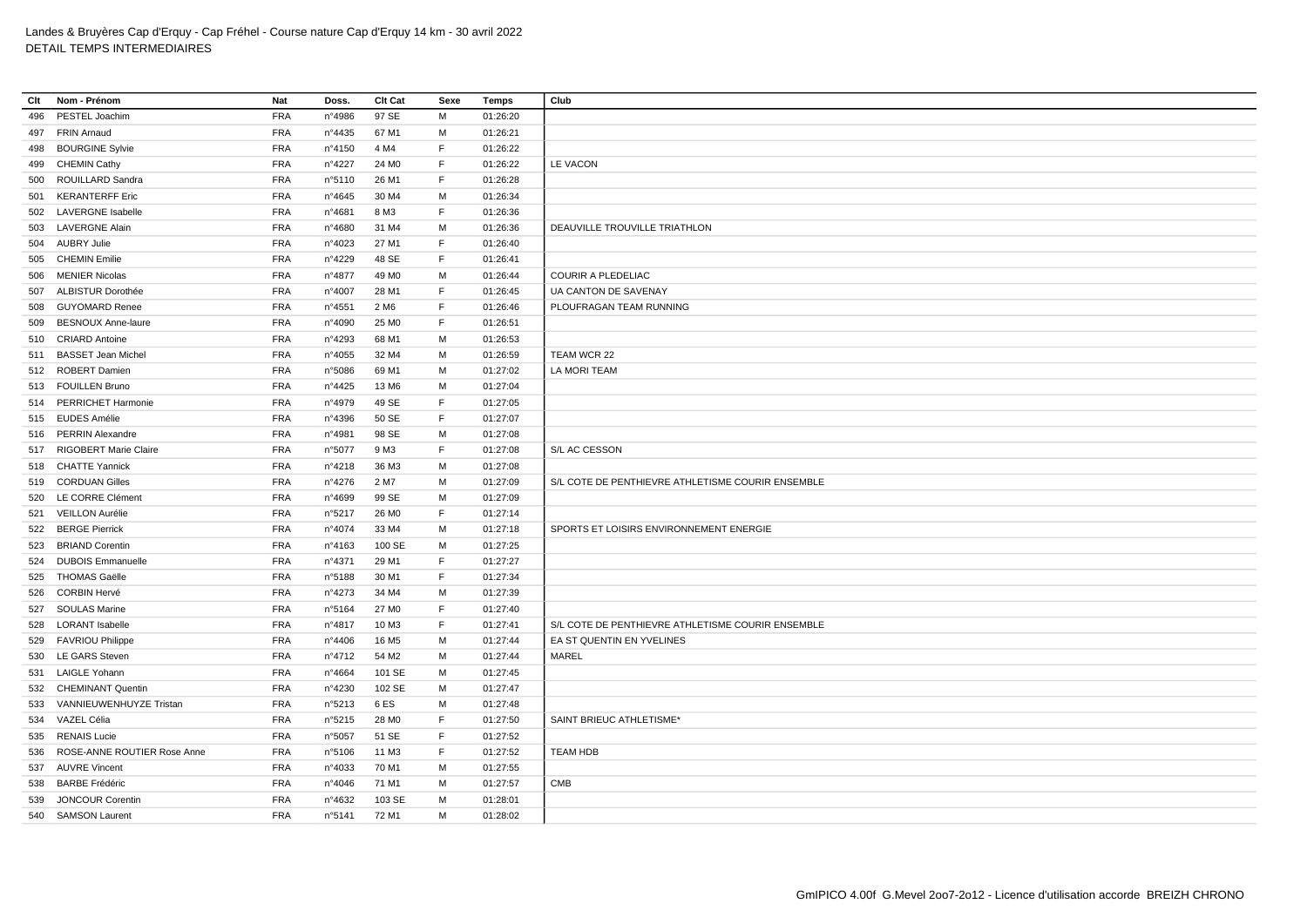Landes & Bruyères Cap d'Erquy - Cap Fréhel - Course nature Cap d'Erquy 14 km - 30 avril 2022
DETAIL TEMPS INTERMEDIAIRES

| Clt | Nom - Prénom | Nat | Doss. | Clt Cat | Sexe | Temps | Club |
|---|---|---|---|---|---|---|---|
| 496 | PESTEL Joachim | FRA | n°4986 | 97 SE | M | 01:26:20 | |
| 497 | FRIN Arnaud | FRA | n°4435 | 67 M1 | M | 01:26:21 | |
| 498 | BOURGINE Sylvie | FRA | n°4150 | 4 M4 | F | 01:26:22 | |
| 499 | CHEMIN Cathy | FRA | n°4227 | 24 M0 | F | 01:26:22 | LE VACON |
| 500 | ROUILLARD Sandra | FRA | n°5110 | 26 M1 | F | 01:26:28 | |
| 501 | KERANTERFF Eric | FRA | n°4645 | 30 M4 | M | 01:26:34 | |
| 502 | LAVERGNE Isabelle | FRA | n°4681 | 8 M3 | F | 01:26:36 | |
| 503 | LAVERGNE Alain | FRA | n°4680 | 31 M4 | M | 01:26:36 | DEAUVILLE TROUVILLE TRIATHLON |
| 504 | AUBRY Julie | FRA | n°4023 | 27 M1 | F | 01:26:40 | |
| 505 | CHEMIN Emilie | FRA | n°4229 | 48 SE | F | 01:26:41 | |
| 506 | MENIER Nicolas | FRA | n°4877 | 49 M0 | M | 01:26:44 | COURIR A PLEDELIAC |
| 507 | ALBISTUR Dorothée | FRA | n°4007 | 28 M1 | F | 01:26:45 | UA CANTON DE SAVENAY |
| 508 | GUYOMARD Renee | FRA | n°4551 | 2 M6 | F | 01:26:46 | PLOUFRAGAN TEAM RUNNING |
| 509 | BESNOUX Anne-laure | FRA | n°4090 | 25 M0 | F | 01:26:51 | |
| 510 | CRIARD Antoine | FRA | n°4293 | 68 M1 | M | 01:26:53 | |
| 511 | BASSET Jean Michel | FRA | n°4055 | 32 M4 | M | 01:26:59 | TEAM WCR 22 |
| 512 | ROBERT Damien | FRA | n°5086 | 69 M1 | M | 01:27:02 | LA MORI TEAM |
| 513 | FOUILLEN Bruno | FRA | n°4425 | 13 M6 | M | 01:27:04 | |
| 514 | PERRICHET Harmonie | FRA | n°4979 | 49 SE | F | 01:27:05 | |
| 515 | EUDES Amélie | FRA | n°4396 | 50 SE | F | 01:27:07 | |
| 516 | PERRIN Alexandre | FRA | n°4981 | 98 SE | M | 01:27:08 | |
| 517 | RIGOBERT Marie Claire | FRA | n°5077 | 9 M3 | F | 01:27:08 | S/L AC CESSON |
| 518 | CHATTE Yannick | FRA | n°4218 | 36 M3 | M | 01:27:08 | |
| 519 | CORDUAN Gilles | FRA | n°4276 | 2 M7 | M | 01:27:09 | S/L COTE DE PENTHIEVRE ATHLETISME COURIR ENSEMBLE |
| 520 | LE CORRE Clément | FRA | n°4699 | 99 SE | M | 01:27:09 | |
| 521 | VEILLON Aurélie | FRA | n°5217 | 26 M0 | F | 01:27:14 | |
| 522 | BERGE Pierrick | FRA | n°4074 | 33 M4 | M | 01:27:18 | SPORTS ET LOISIRS ENVIRONNEMENT ENERGIE |
| 523 | BRIAND Corentin | FRA | n°4163 | 100 SE | M | 01:27:25 | |
| 524 | DUBOIS Emmanuelle | FRA | n°4371 | 29 M1 | F | 01:27:27 | |
| 525 | THOMAS Gaëlle | FRA | n°5188 | 30 M1 | F | 01:27:34 | |
| 526 | CORBIN Hervé | FRA | n°4273 | 34 M4 | M | 01:27:39 | |
| 527 | SOULAS Marine | FRA | n°5164 | 27 M0 | F | 01:27:40 | |
| 528 | LORANT Isabelle | FRA | n°4817 | 10 M3 | F | 01:27:41 | S/L COTE DE PENTHIEVRE ATHLETISME COURIR ENSEMBLE |
| 529 | FAVRIOU Philippe | FRA | n°4406 | 16 M5 | M | 01:27:44 | EA ST QUENTIN EN YVELINES |
| 530 | LE GARS Steven | FRA | n°4712 | 54 M2 | M | 01:27:44 | MAREL |
| 531 | LAIGLE Yohann | FRA | n°4664 | 101 SE | M | 01:27:45 | |
| 532 | CHEMINANT Quentin | FRA | n°4230 | 102 SE | M | 01:27:47 | |
| 533 | VANNIEUWENHUYZE Tristan | FRA | n°5213 | 6 ES | M | 01:27:48 | |
| 534 | VAZEL Célia | FRA | n°5215 | 28 M0 | F | 01:27:50 | SAINT BRIEUC ATHLETISME* |
| 535 | RENAIS Lucie | FRA | n°5057 | 51 SE | F | 01:27:52 | |
| 536 | ROSE-ANNE ROUTIER Rose Anne | FRA | n°5106 | 11 M3 | F | 01:27:52 | TEAM HDB |
| 537 | AUVRE Vincent | FRA | n°4033 | 70 M1 | M | 01:27:55 | |
| 538 | BARBE Frédéric | FRA | n°4046 | 71 M1 | M | 01:27:57 | CMB |
| 539 | JONCOUR Corentin | FRA | n°4632 | 103 SE | M | 01:28:01 | |
| 540 | SAMSON Laurent | FRA | n°5141 | 72 M1 | M | 01:28:02 | |

GmIPICO 4.00f G.Mevel 2oo7-2o12 - Licence d'utilisation accorde BREIZH CHRONO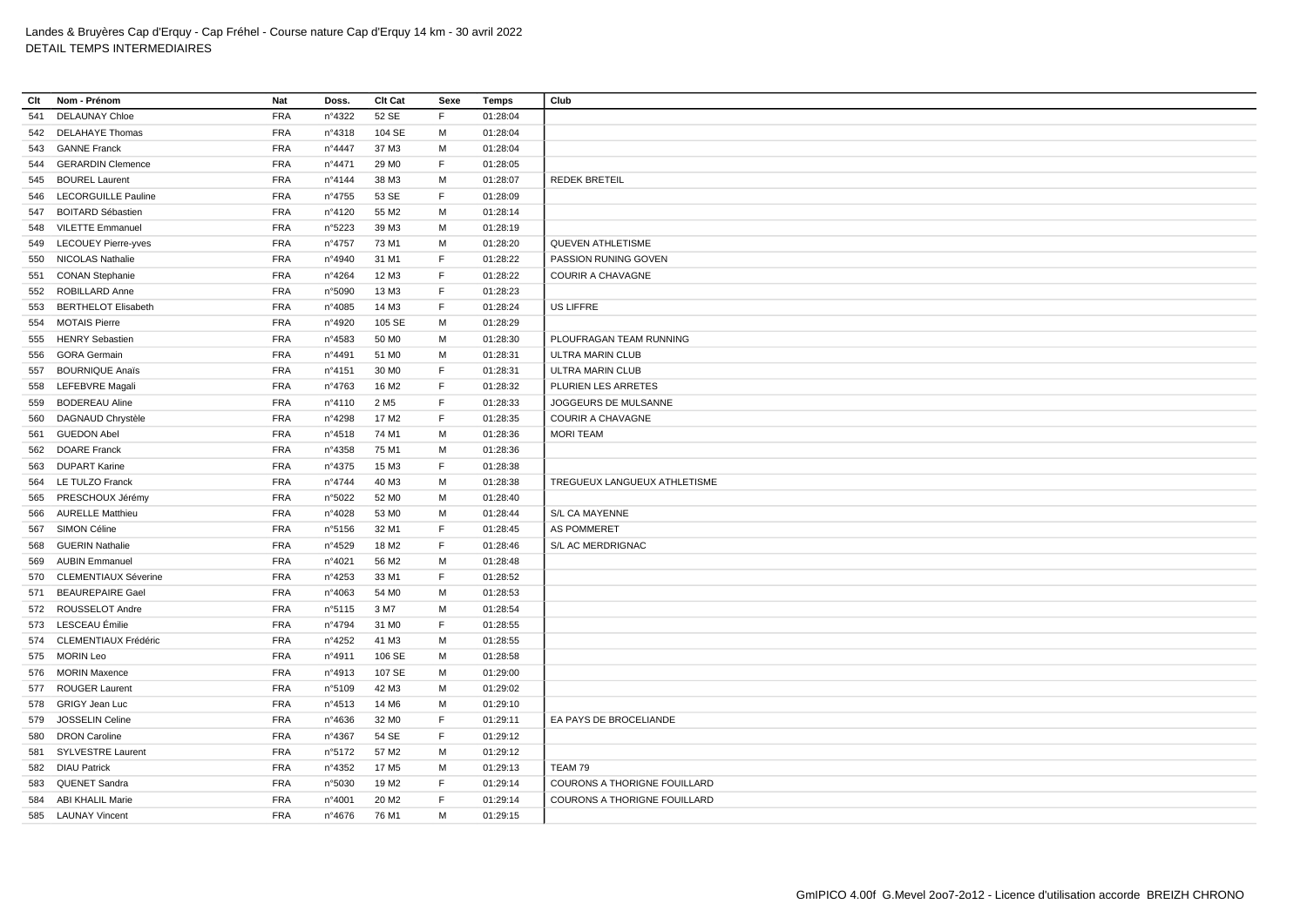Landes & Bruyères Cap d'Erquy - Cap Fréhel - Course nature Cap d'Erquy 14 km - 30 avril 2022
DETAIL TEMPS INTERMEDIAIRES

| Clt | Nom - Prénom | Nat | Doss. | Clt Cat | Sexe | Temps | Club |
|---|---|---|---|---|---|---|---|
| 541 | DELAUNAY Chloe | FRA | n°4322 | 52 SE | F | 01:28:04 | |
| 542 | DELAHAYE Thomas | FRA | n°4318 | 104 SE | M | 01:28:04 | |
| 543 | GANNE Franck | FRA | n°4447 | 37 M3 | M | 01:28:04 | |
| 544 | GERARDIN Clemence | FRA | n°4471 | 29 M0 | F | 01:28:05 | |
| 545 | BOUREL Laurent | FRA | n°4144 | 38 M3 | M | 01:28:07 | REDEK BRETEIL |
| 546 | LECORGUILLE Pauline | FRA | n°4755 | 53 SE | F | 01:28:09 | |
| 547 | BOITARD Sébastien | FRA | n°4120 | 55 M2 | M | 01:28:14 | |
| 548 | VILETTE Emmanuel | FRA | n°5223 | 39 M3 | M | 01:28:19 | |
| 549 | LECOUEY Pierre-yves | FRA | n°4757 | 73 M1 | M | 01:28:20 | QUEVEN ATHLETISME |
| 550 | NICOLAS Nathalie | FRA | n°4940 | 31 M1 | F | 01:28:22 | PASSION RUNING GOVEN |
| 551 | CONAN Stephanie | FRA | n°4264 | 12 M3 | F | 01:28:22 | COURIR A CHAVAGNE |
| 552 | ROBILLARD Anne | FRA | n°5090 | 13 M3 | F | 01:28:23 | |
| 553 | BERTHELOT Elisabeth | FRA | n°4085 | 14 M3 | F | 01:28:24 | US LIFFRE |
| 554 | MOTAIS Pierre | FRA | n°4920 | 105 SE | M | 01:28:29 | |
| 555 | HENRY Sebastien | FRA | n°4583 | 50 M0 | M | 01:28:30 | PLOUFRAGAN TEAM RUNNING |
| 556 | GORA Germain | FRA | n°4491 | 51 M0 | M | 01:28:31 | ULTRA MARIN CLUB |
| 557 | BOURNIQUE Anaïs | FRA | n°4151 | 30 M0 | F | 01:28:31 | ULTRA MARIN CLUB |
| 558 | LEFEBVRE Magali | FRA | n°4763 | 16 M2 | F | 01:28:32 | PLURIEN LES ARRETES |
| 559 | BODEREAU Aline | FRA | n°4110 | 2 M5 | F | 01:28:33 | JOGGEURS DE MULSANNE |
| 560 | DAGNAUD Chrystèle | FRA | n°4298 | 17 M2 | F | 01:28:35 | COURIR A CHAVAGNE |
| 561 | GUEDON Abel | FRA | n°4518 | 74 M1 | M | 01:28:36 | MORI TEAM |
| 562 | DOARE Franck | FRA | n°4358 | 75 M1 | M | 01:28:36 | |
| 563 | DUPART Karine | FRA | n°4375 | 15 M3 | F | 01:28:38 | |
| 564 | LE TULZO Franck | FRA | n°4744 | 40 M3 | M | 01:28:38 | TREGUEUX LANGUEUX ATHLETISME |
| 565 | PRESCHOUX Jérémy | FRA | n°5022 | 52 M0 | M | 01:28:40 | |
| 566 | AURELLE Matthieu | FRA | n°4028 | 53 M0 | M | 01:28:44 | S/L CA MAYENNE |
| 567 | SIMON Céline | FRA | n°5156 | 32 M1 | F | 01:28:45 | AS POMMERET |
| 568 | GUERIN Nathalie | FRA | n°4529 | 18 M2 | F | 01:28:46 | S/L AC MERDRIGNAC |
| 569 | AUBIN Emmanuel | FRA | n°4021 | 56 M2 | M | 01:28:48 | |
| 570 | CLEMENTIAUX Séverine | FRA | n°4253 | 33 M1 | F | 01:28:52 | |
| 571 | BEAUREPAIRE Gael | FRA | n°4063 | 54 M0 | M | 01:28:53 | |
| 572 | ROUSSELOT Andre | FRA | n°5115 | 3 M7 | M | 01:28:54 | |
| 573 | LESCEAU Émilie | FRA | n°4794 | 31 M0 | F | 01:28:55 | |
| 574 | CLEMENTIAUX Frédéric | FRA | n°4252 | 41 M3 | M | 01:28:55 | |
| 575 | MORIN Leo | FRA | n°4911 | 106 SE | M | 01:28:58 | |
| 576 | MORIN Maxence | FRA | n°4913 | 107 SE | M | 01:29:00 | |
| 577 | ROUGER Laurent | FRA | n°5109 | 42 M3 | M | 01:29:02 | |
| 578 | GRIGY Jean Luc | FRA | n°4513 | 14 M6 | M | 01:29:10 | |
| 579 | JOSSELIN Celine | FRA | n°4636 | 32 M0 | F | 01:29:11 | EA PAYS DE BROCELIANDE |
| 580 | DRON Caroline | FRA | n°4367 | 54 SE | F | 01:29:12 | |
| 581 | SYLVESTRE Laurent | FRA | n°5172 | 57 M2 | M | 01:29:12 | |
| 582 | DIAU Patrick | FRA | n°4352 | 17 M5 | M | 01:29:13 | TEAM 79 |
| 583 | QUENET Sandra | FRA | n°5030 | 19 M2 | F | 01:29:14 | COURONS A THORIGNE FOUILLARD |
| 584 | ABI KHALIL Marie | FRA | n°4001 | 20 M2 | F | 01:29:14 | COURONS A THORIGNE FOUILLARD |
| 585 | LAUNAY Vincent | FRA | n°4676 | 76 M1 | M | 01:29:15 | |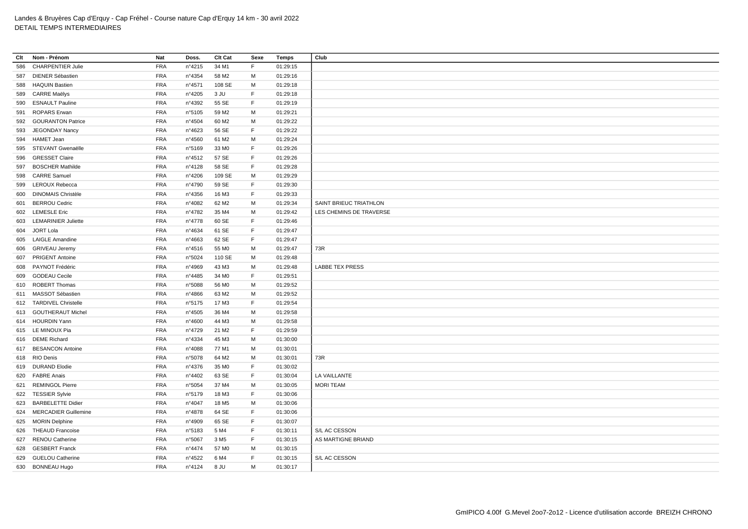Landes & Bruyères Cap d'Erquy - Cap Fréhel - Course nature Cap d'Erquy 14 km - 30 avril 2022
DETAIL TEMPS INTERMEDIAIRES

| Clt | Nom - Prénom | Nat | Doss. | Clt Cat | Sexe | Temps | Club |
|---|---|---|---|---|---|---|---|
| 586 | CHARPENTIER Julie | FRA | n°4215 | 34 M1 | F | 01:29:15 | |
| 587 | DIENER Sébastien | FRA | n°4354 | 58 M2 | M | 01:29:16 | |
| 588 | HAQUIN Bastien | FRA | n°4571 | 108 SE | M | 01:29:18 | |
| 589 | CARRE Maëlys | FRA | n°4205 | 3 JU | F | 01:29:18 | |
| 590 | ESNAULT Pauline | FRA | n°4392 | 55 SE | F | 01:29:19 | |
| 591 | ROPARS Erwan | FRA | n°5105 | 59 M2 | M | 01:29:21 | |
| 592 | GOURANTON Patrice | FRA | n°4504 | 60 M2 | M | 01:29:22 | |
| 593 | JEGONDAY Nancy | FRA | n°4623 | 56 SE | F | 01:29:22 | |
| 594 | HAMET Jean | FRA | n°4560 | 61 M2 | M | 01:29:24 | |
| 595 | STEVANT Gwenaëlle | FRA | n°5169 | 33 M0 | F | 01:29:26 | |
| 596 | GRESSET Claire | FRA | n°4512 | 57 SE | F | 01:29:26 | |
| 597 | BOSCHER Mathilde | FRA | n°4128 | 58 SE | F | 01:29:28 | |
| 598 | CARRE Samuel | FRA | n°4206 | 109 SE | M | 01:29:29 | |
| 599 | LEROUX Rebecca | FRA | n°4790 | 59 SE | F | 01:29:30 | |
| 600 | DINOMAIS Christèle | FRA | n°4356 | 16 M3 | F | 01:29:33 | |
| 601 | BERROU Cedric | FRA | n°4082 | 62 M2 | M | 01:29:34 | SAINT BRIEUC TRIATHLON |
| 602 | LEMESLE Eric | FRA | n°4782 | 35 M4 | M | 01:29:42 | LES CHEMINS DE TRAVERSE |
| 603 | LEMARINIER Juliette | FRA | n°4778 | 60 SE | F | 01:29:46 | |
| 604 | JORT Lola | FRA | n°4634 | 61 SE | F | 01:29:47 | |
| 605 | LAIGLE Amandine | FRA | n°4663 | 62 SE | F | 01:29:47 | |
| 606 | GRIVEAU Jeremy | FRA | n°4516 | 55 M0 | M | 01:29:47 | 73R |
| 607 | PRIGENT Antoine | FRA | n°5024 | 110 SE | M | 01:29:48 | |
| 608 | PAYNOT Frédéric | FRA | n°4969 | 43 M3 | M | 01:29:48 | LABBE TEX PRESS |
| 609 | GODEAU Cecile | FRA | n°4485 | 34 M0 | F | 01:29:51 | |
| 610 | ROBERT Thomas | FRA | n°5088 | 56 M0 | M | 01:29:52 | |
| 611 | MASSOT Sébastien | FRA | n°4866 | 63 M2 | M | 01:29:52 | |
| 612 | TARDIVEL Christelle | FRA | n°5175 | 17 M3 | F | 01:29:54 | |
| 613 | GOUTHERAUT Michel | FRA | n°4505 | 36 M4 | M | 01:29:58 | |
| 614 | HOURDIN Yann | FRA | n°4600 | 44 M3 | M | 01:29:58 | |
| 615 | LE MINOUX Pia | FRA | n°4729 | 21 M2 | F | 01:29:59 | |
| 616 | DEME Richard | FRA | n°4334 | 45 M3 | M | 01:30:00 | |
| 617 | BESANCON Antoine | FRA | n°4088 | 77 M1 | M | 01:30:01 | |
| 618 | RIO Denis | FRA | n°5078 | 64 M2 | M | 01:30:01 | 73R |
| 619 | DURAND Elodie | FRA | n°4376 | 35 M0 | F | 01:30:02 | |
| 620 | FABRE Anais | FRA | n°4402 | 63 SE | F | 01:30:04 | LA VAILLANTE |
| 621 | REMINGOL Pierre | FRA | n°5054 | 37 M4 | M | 01:30:05 | MORI TEAM |
| 622 | TESSIER Sylvie | FRA | n°5179 | 18 M3 | F | 01:30:06 | |
| 623 | BARBELETTE Didier | FRA | n°4047 | 18 M5 | M | 01:30:06 | |
| 624 | MERCADIER Guillemine | FRA | n°4878 | 64 SE | F | 01:30:06 | |
| 625 | MORIN Delphine | FRA | n°4909 | 65 SE | F | 01:30:07 | |
| 626 | THEAUD Francoise | FRA | n°5183 | 5 M4 | F | 01:30:11 | S/L AC CESSON |
| 627 | RENOU Catherine | FRA | n°5067 | 3 M5 | F | 01:30:15 | AS MARTIGNE BRIAND |
| 628 | GESBERT Franck | FRA | n°4474 | 57 M0 | M | 01:30:15 | |
| 629 | GUELOU Catherine | FRA | n°4522 | 6 M4 | F | 01:30:15 | S/L AC CESSON |
| 630 | BONNEAU Hugo | FRA | n°4124 | 8 JU | M | 01:30:17 | |

GmIPICO 4.00f G.Mevel 2oo7-2o12 - Licence d'utilisation accorde BREIZH CHRONO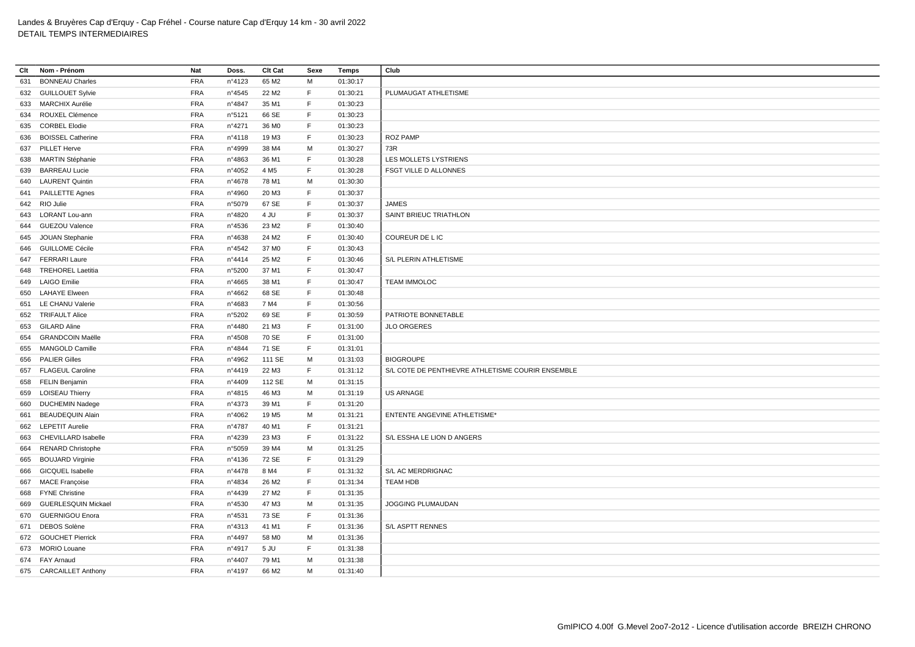Landes & Bruyères Cap d'Erquy - Cap Fréhel - Course nature Cap d'Erquy 14 km - 30 avril 2022
DETAIL TEMPS INTERMEDIAIRES

| Clt | Nom - Prénom | Nat | Doss. | Clt Cat | Sexe | Temps | Club |
|---|---|---|---|---|---|---|---|
| 631 | BONNEAU Charles | FRA | n°4123 | 65 M2 | M | 01:30:17 | |
| 632 | GUILLOUET Sylvie | FRA | n°4545 | 22 M2 | F | 01:30:21 | PLUMAUGAT ATHLETISME |
| 633 | MARCHIX Aurélie | FRA | n°4847 | 35 M1 | F | 01:30:23 | |
| 634 | ROUXEL Clémence | FRA | n°5121 | 66 SE | F | 01:30:23 | |
| 635 | CORBEL Elodie | FRA | n°4271 | 36 M0 | F | 01:30:23 | |
| 636 | BOISSEL Catherine | FRA | n°4118 | 19 M3 | F | 01:30:23 | ROZ PAMP |
| 637 | PILLET Herve | FRA | n°4999 | 38 M4 | M | 01:30:27 | 73R |
| 638 | MARTIN Stéphanie | FRA | n°4863 | 36 M1 | F | 01:30:28 | LES MOLLETS LYSTRIENS |
| 639 | BARREAU Lucie | FRA | n°4052 | 4 M5 | F | 01:30:28 | FSGT VILLE D ALLONNES |
| 640 | LAURENT Quintin | FRA | n°4678 | 78 M1 | M | 01:30:30 | |
| 641 | PAILLETTE Agnes | FRA | n°4960 | 20 M3 | F | 01:30:37 | |
| 642 | RIO Julie | FRA | n°5079 | 67 SE | F | 01:30:37 | JAMES |
| 643 | LORANT Lou-ann | FRA | n°4820 | 4 JU | F | 01:30:37 | SAINT BRIEUC TRIATHLON |
| 644 | GUEZOU Valence | FRA | n°4536 | 23 M2 | F | 01:30:40 | |
| 645 | JOUAN Stephanie | FRA | n°4638 | 24 M2 | F | 01:30:40 | COUREUR DE L IC |
| 646 | GUILLOME Cécile | FRA | n°4542 | 37 M0 | F | 01:30:43 | |
| 647 | FERRARI Laure | FRA | n°4414 | 25 M2 | F | 01:30:46 | S/L PLERIN ATHLETISME |
| 648 | TREHOREL Laetitia | FRA | n°5200 | 37 M1 | F | 01:30:47 | |
| 649 | LAIGO Emilie | FRA | n°4665 | 38 M1 | F | 01:30:47 | TEAM IMMOLOC |
| 650 | LAHAYE Elween | FRA | n°4662 | 68 SE | F | 01:30:48 | |
| 651 | LE CHANU Valerie | FRA | n°4683 | 7 M4 | F | 01:30:56 | |
| 652 | TRIFAULT Alice | FRA | n°5202 | 69 SE | F | 01:30:59 | PATRIOTE BONNETABLE |
| 653 | GILARD Aline | FRA | n°4480 | 21 M3 | F | 01:31:00 | JLO ORGERES |
| 654 | GRANDCOIN Maëlle | FRA | n°4508 | 70 SE | F | 01:31:00 | |
| 655 | MANGOLD Camille | FRA | n°4844 | 71 SE | F | 01:31:01 | |
| 656 | PALIER Gilles | FRA | n°4962 | 111 SE | M | 01:31:03 | BIOGROUPE |
| 657 | FLAGEUL Caroline | FRA | n°4419 | 22 M3 | F | 01:31:12 | S/L COTE DE PENTHIEVRE ATHLETISME COURIR ENSEMBLE |
| 658 | FELIN Benjamin | FRA | n°4409 | 112 SE | M | 01:31:15 | |
| 659 | LOISEAU Thierry | FRA | n°4815 | 46 M3 | M | 01:31:19 | US ARNAGE |
| 660 | DUCHEMIN Nadege | FRA | n°4373 | 39 M1 | F | 01:31:20 | |
| 661 | BEAUDEQUIN Alain | FRA | n°4062 | 19 M5 | M | 01:31:21 | ENTENTE ANGEVINE ATHLETISME* |
| 662 | LEPETIT Aurelie | FRA | n°4787 | 40 M1 | F | 01:31:21 | |
| 663 | CHEVILLARD Isabelle | FRA | n°4239 | 23 M3 | F | 01:31:22 | S/L ESSHA LE LION D ANGERS |
| 664 | RENARD Christophe | FRA | n°5059 | 39 M4 | M | 01:31:25 | |
| 665 | BOUJARD Virginie | FRA | n°4136 | 72 SE | F | 01:31:29 | |
| 666 | GICQUEL Isabelle | FRA | n°4478 | 8 M4 | F | 01:31:32 | S/L AC MERDRIGNAC |
| 667 | MACE Françoise | FRA | n°4834 | 26 M2 | F | 01:31:34 | TEAM HDB |
| 668 | FYNE Christine | FRA | n°4439 | 27 M2 | F | 01:31:35 | |
| 669 | GUERLESQUIN Mickael | FRA | n°4530 | 47 M3 | M | 01:31:35 | JOGGING PLUMAUDAN |
| 670 | GUERNIGOU Enora | FRA | n°4531 | 73 SE | F | 01:31:36 | |
| 671 | DEBOS Solène | FRA | n°4313 | 41 M1 | F | 01:31:36 | S/L ASPTT RENNES |
| 672 | GOUCHET Pierrick | FRA | n°4497 | 58 M0 | M | 01:31:36 | |
| 673 | MORIO Louane | FRA | n°4917 | 5 JU | F | 01:31:38 | |
| 674 | FAY Arnaud | FRA | n°4407 | 79 M1 | M | 01:31:38 | |
| 675 | CARCAILLET Anthony | FRA | n°4197 | 66 M2 | M | 01:31:40 | |

GmIPICO 4.00f G.Mevel 2oo7-2o12 - Licence d'utilisation accorde BREIZH CHRONO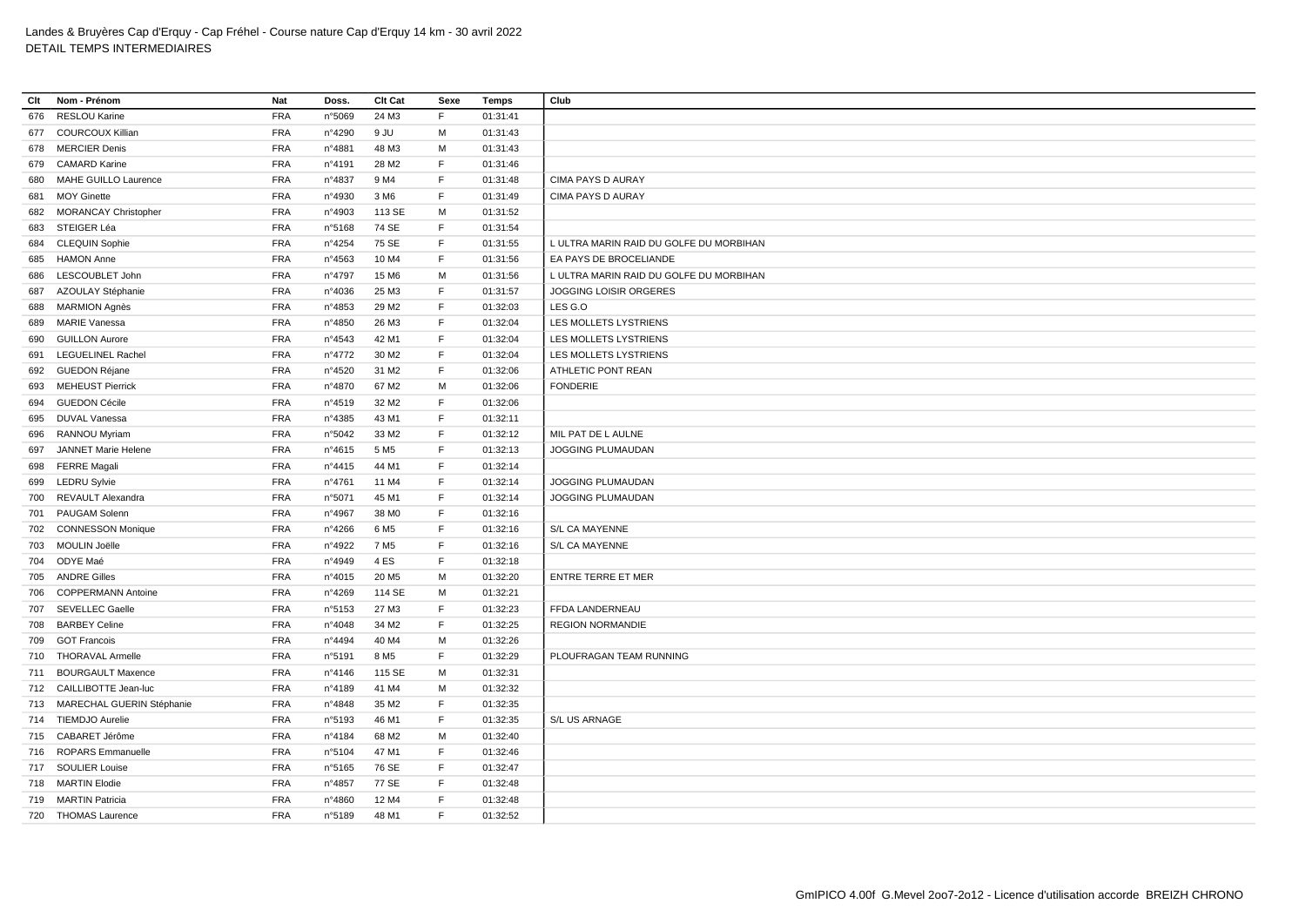Landes & Bruyères Cap d'Erquy - Cap Fréhel - Course nature Cap d'Erquy 14 km - 30 avril 2022
DETAIL TEMPS INTERMEDIAIRES

| Clt | Nom - Prénom | Nat | Doss. | Clt Cat | Sexe | Temps | Club |
|---|---|---|---|---|---|---|---|
| 676 | RESLOU Karine | FRA | n°5069 | 24 M3 | F | 01:31:41 | |
| 677 | COURCOUX Killian | FRA | n°4290 | 9 JU | M | 01:31:43 | |
| 678 | MERCIER Denis | FRA | n°4881 | 48 M3 | M | 01:31:43 | |
| 679 | CAMARD Karine | FRA | n°4191 | 28 M2 | F | 01:31:46 | |
| 680 | MAHE GUILLO Laurence | FRA | n°4837 | 9 M4 | F | 01:31:48 | CIMA PAYS D AURAY |
| 681 | MOY Ginette | FRA | n°4930 | 3 M6 | F | 01:31:49 | CIMA PAYS D AURAY |
| 682 | MORANCAY Christopher | FRA | n°4903 | 113 SE | M | 01:31:52 | |
| 683 | STEIGER Léa | FRA | n°5168 | 74 SE | F | 01:31:54 | |
| 684 | CLEQUIN Sophie | FRA | n°4254 | 75 SE | F | 01:31:55 | L ULTRA MARIN RAID DU GOLFE DU MORBIHAN |
| 685 | HAMON Anne | FRA | n°4563 | 10 M4 | F | 01:31:56 | EA PAYS DE BROCELIANDE |
| 686 | LESCOUBLET John | FRA | n°4797 | 15 M6 | M | 01:31:56 | L ULTRA MARIN RAID DU GOLFE DU MORBIHAN |
| 687 | AZOULAY Stéphanie | FRA | n°4036 | 25 M3 | F | 01:31:57 | JOGGING LOISIR ORGERES |
| 688 | MARMION Agnès | FRA | n°4853 | 29 M2 | F | 01:32:03 | LES G.O |
| 689 | MARIE Vanessa | FRA | n°4850 | 26 M3 | F | 01:32:04 | LES MOLLETS LYSTRIENS |
| 690 | GUILLON Aurore | FRA | n°4543 | 42 M1 | F | 01:32:04 | LES MOLLETS LYSTRIENS |
| 691 | LEGUELINEL Rachel | FRA | n°4772 | 30 M2 | F | 01:32:04 | LES MOLLETS LYSTRIENS |
| 692 | GUEDON Réjane | FRA | n°4520 | 31 M2 | F | 01:32:06 | ATHLETIC PONT REAN |
| 693 | MEHEUST Pierrick | FRA | n°4870 | 67 M2 | M | 01:32:06 | FONDERIE |
| 694 | GUEDON Cécile | FRA | n°4519 | 32 M2 | F | 01:32:06 | |
| 695 | DUVAL Vanessa | FRA | n°4385 | 43 M1 | F | 01:32:11 | |
| 696 | RANNOU Myriam | FRA | n°5042 | 33 M2 | F | 01:32:12 | MIL PAT DE L AULNE |
| 697 | JANNET Marie Helene | FRA | n°4615 | 5 M5 | F | 01:32:13 | JOGGING PLUMAUDAN |
| 698 | FERRE Magali | FRA | n°4415 | 44 M1 | F | 01:32:14 | |
| 699 | LEDRU Sylvie | FRA | n°4761 | 11 M4 | F | 01:32:14 | JOGGING PLUMAUDAN |
| 700 | REVAULT Alexandra | FRA | n°5071 | 45 M1 | F | 01:32:14 | JOGGING PLUMAUDAN |
| 701 | PAUGAM Solenn | FRA | n°4967 | 38 M0 | F | 01:32:16 | |
| 702 | CONNESSON Monique | FRA | n°4266 | 6 M5 | F | 01:32:16 | S/L CA MAYENNE |
| 703 | MOULIN Joëlle | FRA | n°4922 | 7 M5 | F | 01:32:16 | S/L CA MAYENNE |
| 704 | ODYE Maé | FRA | n°4949 | 4 ES | F | 01:32:18 | |
| 705 | ANDRE Gilles | FRA | n°4015 | 20 M5 | M | 01:32:20 | ENTRE TERRE ET MER |
| 706 | COPPERMANN Antoine | FRA | n°4269 | 114 SE | M | 01:32:21 | |
| 707 | SEVELLEC Gaelle | FRA | n°5153 | 27 M3 | F | 01:32:23 | FFDA LANDERNEAU |
| 708 | BARBEY Celine | FRA | n°4048 | 34 M2 | F | 01:32:25 | REGION NORMANDIE |
| 709 | GOT Francois | FRA | n°4494 | 40 M4 | M | 01:32:26 | |
| 710 | THORAVAL Armelle | FRA | n°5191 | 8 M5 | F | 01:32:29 | PLOUFRAGAN TEAM RUNNING |
| 711 | BOURGAULT Maxence | FRA | n°4146 | 115 SE | M | 01:32:31 | |
| 712 | CAILLIBOTTE Jean-luc | FRA | n°4189 | 41 M4 | M | 01:32:32 | |
| 713 | MARECHAL GUERIN Stéphanie | FRA | n°4848 | 35 M2 | F | 01:32:35 | |
| 714 | TIEMDJO Aurelie | FRA | n°5193 | 46 M1 | F | 01:32:35 | S/L US ARNAGE |
| 715 | CABARET Jérôme | FRA | n°4184 | 68 M2 | M | 01:32:40 | |
| 716 | ROPARS Emmanuelle | FRA | n°5104 | 47 M1 | F | 01:32:46 | |
| 717 | SOULIER Louise | FRA | n°5165 | 76 SE | F | 01:32:47 | |
| 718 | MARTIN Elodie | FRA | n°4857 | 77 SE | F | 01:32:48 | |
| 719 | MARTIN Patricia | FRA | n°4860 | 12 M4 | F | 01:32:48 | |
| 720 | THOMAS Laurence | FRA | n°5189 | 48 M1 | F | 01:32:52 | |

GmIPICO 4.00f G.Mevel 2oo7-2o12 - Licence d'utilisation accorde BREIZH CHRONO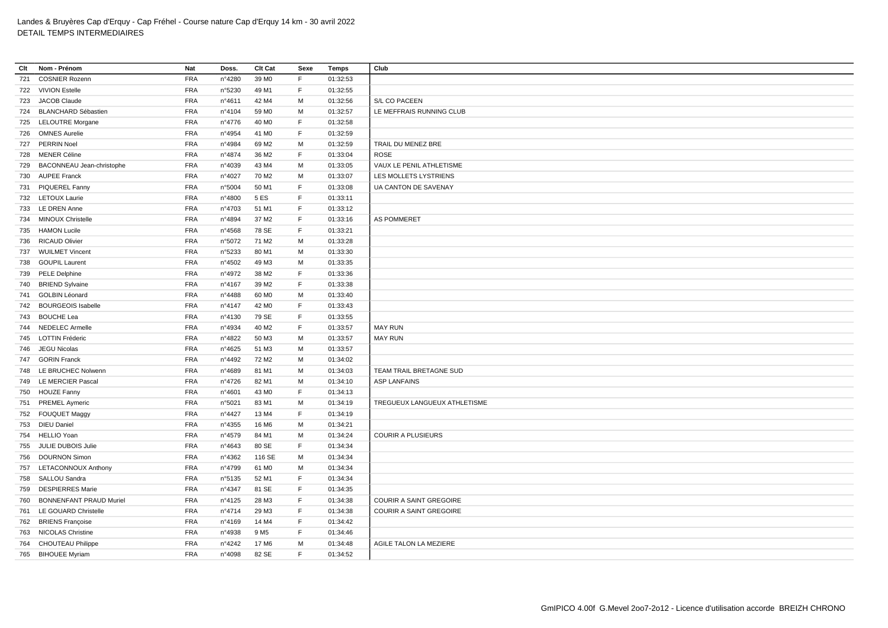Landes & Bruyères Cap d'Erquy - Cap Fréhel - Course nature Cap d'Erquy 14 km - 30 avril 2022
DETAIL TEMPS INTERMEDIAIRES

| Clt | Nom - Prénom | Nat | Doss. | Clt Cat | Sexe | Temps | Club |
|---|---|---|---|---|---|---|---|
| 721 | COSNIER Rozenn | FRA | n°4280 | 39 M0 | F | 01:32:53 | |
| 722 | VIVION Estelle | FRA | n°5230 | 49 M1 | F | 01:32:55 | |
| 723 | JACOB Claude | FRA | n°4611 | 42 M4 | M | 01:32:56 | S/L CO PACEEN |
| 724 | BLANCHARD Sébastien | FRA | n°4104 | 59 M0 | M | 01:32:57 | LE MEFFRAIS RUNNING CLUB |
| 725 | LELOUTRE Morgane | FRA | n°4776 | 40 M0 | F | 01:32:58 | |
| 726 | OMNES Aurelie | FRA | n°4954 | 41 M0 | F | 01:32:59 | |
| 727 | PERRIN Noel | FRA | n°4984 | 69 M2 | M | 01:32:59 | TRAIL DU MENEZ BRE |
| 728 | MENER Céline | FRA | n°4874 | 36 M2 | F | 01:33:04 | ROSE |
| 729 | BACONNEAU Jean-christophe | FRA | n°4039 | 43 M4 | M | 01:33:05 | VAUX LE PENIL ATHLETISME |
| 730 | AUPEE Franck | FRA | n°4027 | 70 M2 | M | 01:33:07 | LES MOLLETS LYSTRIENS |
| 731 | PIQUEREL Fanny | FRA | n°5004 | 50 M1 | F | 01:33:08 | UA CANTON DE SAVENAY |
| 732 | LETOUX Laurie | FRA | n°4800 | 5 ES | F | 01:33:11 | |
| 733 | LE DREN Anne | FRA | n°4703 | 51 M1 | F | 01:33:12 | |
| 734 | MINOUX Christelle | FRA | n°4894 | 37 M2 | F | 01:33:16 | AS POMMERET |
| 735 | HAMON Lucile | FRA | n°4568 | 78 SE | F | 01:33:21 | |
| 736 | RICAUD Olivier | FRA | n°5072 | 71 M2 | M | 01:33:28 | |
| 737 | WUILMET Vincent | FRA | n°5233 | 80 M1 | M | 01:33:30 | |
| 738 | GOUPIL Laurent | FRA | n°4502 | 49 M3 | M | 01:33:35 | |
| 739 | PELE Delphine | FRA | n°4972 | 38 M2 | F | 01:33:36 | |
| 740 | BRIEND Sylvaine | FRA | n°4167 | 39 M2 | F | 01:33:38 | |
| 741 | GOLBIN Léonard | FRA | n°4488 | 60 M0 | M | 01:33:40 | |
| 742 | BOURGEOIS Isabelle | FRA | n°4147 | 42 M0 | F | 01:33:43 | |
| 743 | BOUCHE Lea | FRA | n°4130 | 79 SE | F | 01:33:55 | |
| 744 | NEDELEC Armelle | FRA | n°4934 | 40 M2 | F | 01:33:57 | MAY RUN |
| 745 | LOTTIN Fréderic | FRA | n°4822 | 50 M3 | M | 01:33:57 | MAY RUN |
| 746 | JEGU Nicolas | FRA | n°4625 | 51 M3 | M | 01:33:57 | |
| 747 | GORIN Franck | FRA | n°4492 | 72 M2 | M | 01:34:02 | |
| 748 | LE BRUCHEC Nolwenn | FRA | n°4689 | 81 M1 | M | 01:34:03 | TEAM TRAIL BRETAGNE SUD |
| 749 | LE MERCIER Pascal | FRA | n°4726 | 82 M1 | M | 01:34:10 | ASP LANFAINS |
| 750 | HOUZE Fanny | FRA | n°4601 | 43 M0 | F | 01:34:13 | |
| 751 | PREMEL Aymeric | FRA | n°5021 | 83 M1 | M | 01:34:19 | TREGUEUX LANGUEUX ATHLETISME |
| 752 | FOUQUET Maggy | FRA | n°4427 | 13 M4 | F | 01:34:19 | |
| 753 | DIEU Daniel | FRA | n°4355 | 16 M6 | M | 01:34:21 | |
| 754 | HELLIO Yoan | FRA | n°4579 | 84 M1 | M | 01:34:24 | COURIR A PLUSIEURS |
| 755 | JULIE DUBOIS Julie | FRA | n°4643 | 80 SE | F | 01:34:34 | |
| 756 | DOURNON Simon | FRA | n°4362 | 116 SE | M | 01:34:34 | |
| 757 | LETACONNOUX Anthony | FRA | n°4799 | 61 M0 | M | 01:34:34 | |
| 758 | SALLOU Sandra | FRA | n°5135 | 52 M1 | F | 01:34:34 | |
| 759 | DESPIERRES Marie | FRA | n°4347 | 81 SE | F | 01:34:35 | |
| 760 | BONNENFANT PRAUD Muriel | FRA | n°4125 | 28 M3 | F | 01:34:38 | COURIR A SAINT GREGOIRE |
| 761 | LE GOUARD Christelle | FRA | n°4714 | 29 M3 | F | 01:34:38 | COURIR A SAINT GREGOIRE |
| 762 | BRIENS Françoise | FRA | n°4169 | 14 M4 | F | 01:34:42 | |
| 763 | NICOLAS Christine | FRA | n°4938 | 9 M5 | F | 01:34:46 | |
| 764 | CHOUTEAU Philippe | FRA | n°4242 | 17 M6 | M | 01:34:48 | AGILE TALON LA MEZIERE |
| 765 | BIHOUEE Myriam | FRA | n°4098 | 82 SE | F | 01:34:52 | |

GmIPICO 4.00f G.Mevel 2oo7-2o12 - Licence d'utilisation accorde BREIZH CHRONO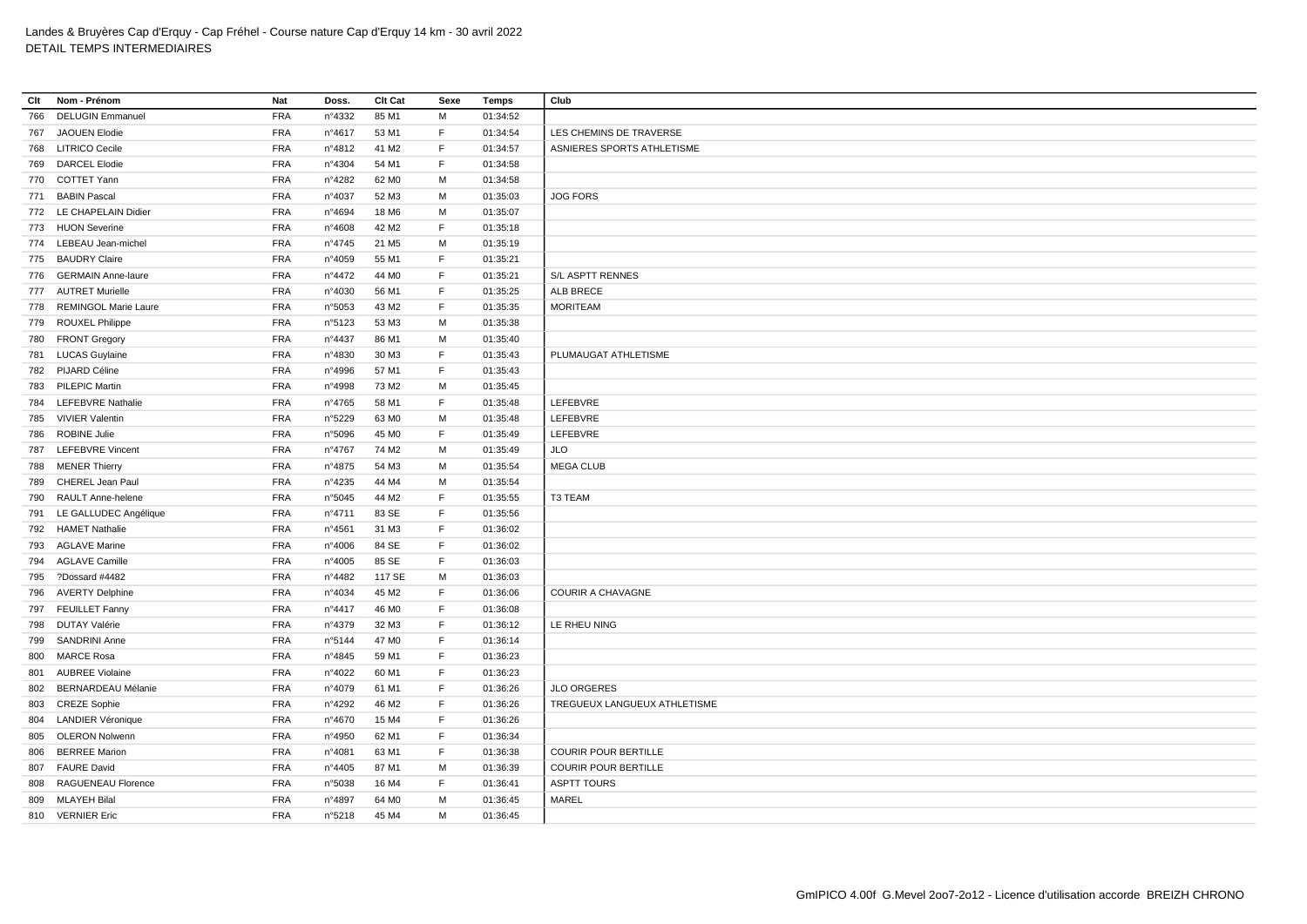Landes & Bruyères Cap d'Erquy - Cap Fréhel - Course nature Cap d'Erquy 14 km - 30 avril 2022
DETAIL TEMPS INTERMEDIAIRES

| Clt | Nom - Prénom | Nat | Doss. | Clt Cat | Sexe | Temps | Club |
|---|---|---|---|---|---|---|---|
| 766 | DELUGIN Emmanuel | FRA | n°4332 | 85 M1 | M | 01:34:52 | |
| 767 | JAOUEN Elodie | FRA | n°4617 | 53 M1 | F | 01:34:54 | LES CHEMINS DE TRAVERSE |
| 768 | LITRICO Cecile | FRA | n°4812 | 41 M2 | F | 01:34:57 | ASNIERES SPORTS ATHLETISME |
| 769 | DARCEL Elodie | FRA | n°4304 | 54 M1 | F | 01:34:58 | |
| 770 | COTTET Yann | FRA | n°4282 | 62 M0 | M | 01:34:58 | |
| 771 | BABIN Pascal | FRA | n°4037 | 52 M3 | M | 01:35:03 | JOG FORS |
| 772 | LE CHAPELAIN Didier | FRA | n°4694 | 18 M6 | M | 01:35:07 | |
| 773 | HUON Severine | FRA | n°4608 | 42 M2 | F | 01:35:18 | |
| 774 | LEBEAU Jean-michel | FRA | n°4745 | 21 M5 | M | 01:35:19 | |
| 775 | BAUDRY Claire | FRA | n°4059 | 55 M1 | F | 01:35:21 | |
| 776 | GERMAIN Anne-laure | FRA | n°4472 | 44 M0 | F | 01:35:21 | S/L ASPTT RENNES |
| 777 | AUTRET Murielle | FRA | n°4030 | 56 M1 | F | 01:35:25 | ALB BRECE |
| 778 | REMINGOL Marie Laure | FRA | n°5053 | 43 M2 | F | 01:35:35 | MORITEAM |
| 779 | ROUXEL Philippe | FRA | n°5123 | 53 M3 | M | 01:35:38 | |
| 780 | FRONT Gregory | FRA | n°4437 | 86 M1 | M | 01:35:40 | |
| 781 | LUCAS Guylaine | FRA | n°4830 | 30 M3 | F | 01:35:43 | PLUMAUGAT ATHLETISME |
| 782 | PIJARD Céline | FRA | n°4996 | 57 M1 | F | 01:35:43 | |
| 783 | PILEPIC Martin | FRA | n°4998 | 73 M2 | M | 01:35:45 | |
| 784 | LEFEBVRE Nathalie | FRA | n°4765 | 58 M1 | F | 01:35:48 | LEFEBVRE |
| 785 | VIVIER Valentin | FRA | n°5229 | 63 M0 | M | 01:35:48 | LEFEBVRE |
| 786 | ROBINE Julie | FRA | n°5096 | 45 M0 | F | 01:35:49 | LEFEBVRE |
| 787 | LEFEBVRE Vincent | FRA | n°4767 | 74 M2 | M | 01:35:49 | JLO |
| 788 | MENER Thierry | FRA | n°4875 | 54 M3 | M | 01:35:54 | MEGA CLUB |
| 789 | CHEREL Jean Paul | FRA | n°4235 | 44 M4 | M | 01:35:54 | |
| 790 | RAULT Anne-helene | FRA | n°5045 | 44 M2 | F | 01:35:55 | T3 TEAM |
| 791 | LE GALLUDEC Angélique | FRA | n°4711 | 83 SE | F | 01:35:56 | |
| 792 | HAMET Nathalie | FRA | n°4561 | 31 M3 | F | 01:36:02 | |
| 793 | AGLAVE Marine | FRA | n°4006 | 84 SE | F | 01:36:02 | |
| 794 | AGLAVE Camille | FRA | n°4005 | 85 SE | F | 01:36:03 | |
| 795 | ?Dossard #4482 | FRA | n°4482 | 117 SE | M | 01:36:03 | |
| 796 | AVERTY Delphine | FRA | n°4034 | 45 M2 | F | 01:36:06 | COURIR A CHAVAGNE |
| 797 | FEUILLET Fanny | FRA | n°4417 | 46 M0 | F | 01:36:08 | |
| 798 | DUTAY Valérie | FRA | n°4379 | 32 M3 | F | 01:36:12 | LE RHEU NING |
| 799 | SANDRINI Anne | FRA | n°5144 | 47 M0 | F | 01:36:14 | |
| 800 | MARCE Rosa | FRA | n°4845 | 59 M1 | F | 01:36:23 | |
| 801 | AUBREE Violaine | FRA | n°4022 | 60 M1 | F | 01:36:23 | |
| 802 | BERNARDEAU Mélanie | FRA | n°4079 | 61 M1 | F | 01:36:26 | JLO ORGERES |
| 803 | CREZE Sophie | FRA | n°4292 | 46 M2 | F | 01:36:26 | TREGUEUX LANGUEUX ATHLETISME |
| 804 | LANDIER Véronique | FRA | n°4670 | 15 M4 | F | 01:36:26 | |
| 805 | OLERON Nolwenn | FRA | n°4950 | 62 M1 | F | 01:36:34 | |
| 806 | BERREE Marion | FRA | n°4081 | 63 M1 | F | 01:36:38 | COURIR POUR BERTILLE |
| 807 | FAURE David | FRA | n°4405 | 87 M1 | M | 01:36:39 | COURIR POUR BERTILLE |
| 808 | RAGUENEAU Florence | FRA | n°5038 | 16 M4 | F | 01:36:41 | ASPTT TOURS |
| 809 | MLAYEH Bilal | FRA | n°4897 | 64 M0 | M | 01:36:45 | MAREL |
| 810 | VERNIER Eric | FRA | n°5218 | 45 M4 | M | 01:36:45 | |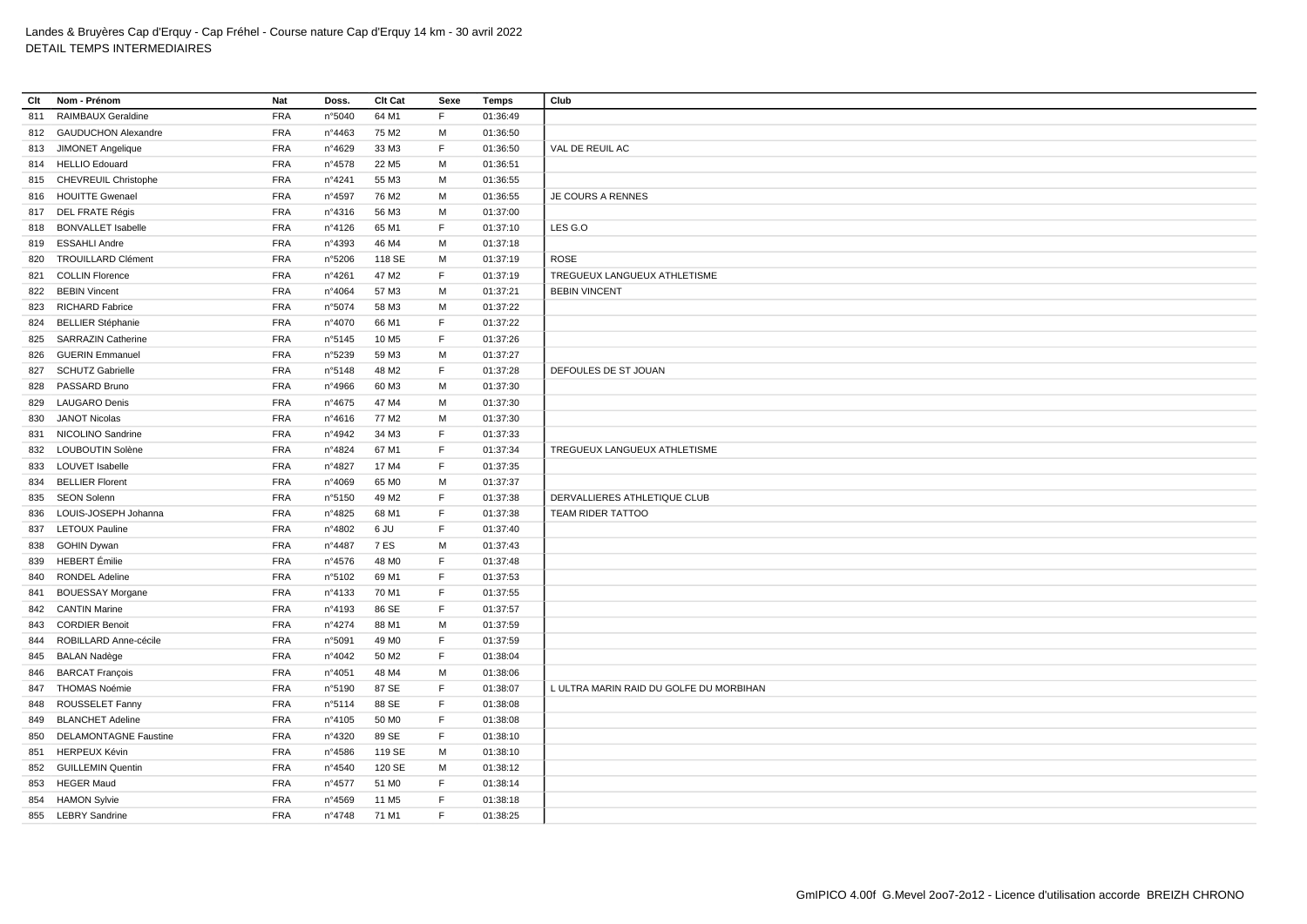Landes & Bruyères Cap d'Erquy - Cap Fréhel - Course nature Cap d'Erquy 14 km - 30 avril 2022
DETAIL TEMPS INTERMEDIAIRES

| Clt | Nom - Prénom | Nat | Doss. | Clt Cat | Sexe | Temps | Club |
|---|---|---|---|---|---|---|---|
| 811 | RAIMBAUX Geraldine | FRA | n°5040 | 64 M1 | F | 01:36:49 | |
| 812 | GAUDUCHON Alexandre | FRA | n°4463 | 75 M2 | M | 01:36:50 | |
| 813 | JIMONET Angelique | FRA | n°4629 | 33 M3 | F | 01:36:50 | VAL DE REUIL AC |
| 814 | HELLIO Edouard | FRA | n°4578 | 22 M5 | M | 01:36:51 | |
| 815 | CHEVREUIL Christophe | FRA | n°4241 | 55 M3 | M | 01:36:55 | |
| 816 | HOUITTE Gwenael | FRA | n°4597 | 76 M2 | M | 01:36:55 | JE COURS A RENNES |
| 817 | DEL FRATE Régis | FRA | n°4316 | 56 M3 | M | 01:37:00 | |
| 818 | BONVALLET Isabelle | FRA | n°4126 | 65 M1 | F | 01:37:10 | LES G.O |
| 819 | ESSAHLI Andre | FRA | n°4393 | 46 M4 | M | 01:37:18 | |
| 820 | TROUILLARD Clément | FRA | n°5206 | 118 SE | M | 01:37:19 | ROSE |
| 821 | COLLIN Florence | FRA | n°4261 | 47 M2 | F | 01:37:19 | TREGUEUX LANGUEUX ATHLETISME |
| 822 | BEBIN Vincent | FRA | n°4064 | 57 M3 | M | 01:37:21 | BEBIN VINCENT |
| 823 | RICHARD Fabrice | FRA | n°5074 | 58 M3 | M | 01:37:22 | |
| 824 | BELLIER Stéphanie | FRA | n°4070 | 66 M1 | F | 01:37:22 | |
| 825 | SARRAZIN Catherine | FRA | n°5145 | 10 M5 | F | 01:37:26 | |
| 826 | GUERIN Emmanuel | FRA | n°5239 | 59 M3 | M | 01:37:27 | |
| 827 | SCHUTZ Gabrielle | FRA | n°5148 | 48 M2 | F | 01:37:28 | DEFOULES DE ST JOUAN |
| 828 | PASSARD Bruno | FRA | n°4966 | 60 M3 | M | 01:37:30 | |
| 829 | LAUGARO Denis | FRA | n°4675 | 47 M4 | M | 01:37:30 | |
| 830 | JANOT Nicolas | FRA | n°4616 | 77 M2 | M | 01:37:30 | |
| 831 | NICOLINO Sandrine | FRA | n°4942 | 34 M3 | F | 01:37:33 | |
| 832 | LOUBOUTIN Solène | FRA | n°4824 | 67 M1 | F | 01:37:34 | TREGUEUX LANGUEUX ATHLETISME |
| 833 | LOUVET Isabelle | FRA | n°4827 | 17 M4 | F | 01:37:35 | |
| 834 | BELLIER Florent | FRA | n°4069 | 65 M0 | M | 01:37:37 | |
| 835 | SEON Solenn | FRA | n°5150 | 49 M2 | F | 01:37:38 | DERVALLIERES ATHLETIQUE CLUB |
| 836 | LOUIS-JOSEPH Johanna | FRA | n°4825 | 68 M1 | F | 01:37:38 | TEAM RIDER TATTOO |
| 837 | LETOUX Pauline | FRA | n°4802 | 6 JU | F | 01:37:40 | |
| 838 | GOHIN Dywan | FRA | n°4487 | 7 ES | M | 01:37:43 | |
| 839 | HEBERT Émilie | FRA | n°4576 | 48 M0 | F | 01:37:48 | |
| 840 | RONDEL Adeline | FRA | n°5102 | 69 M1 | F | 01:37:53 | |
| 841 | BOUESSAY Morgane | FRA | n°4133 | 70 M1 | F | 01:37:55 | |
| 842 | CANTIN Marine | FRA | n°4193 | 86 SE | F | 01:37:57 | |
| 843 | CORDIER Benoit | FRA | n°4274 | 88 M1 | M | 01:37:59 | |
| 844 | ROBILLARD Anne-cécile | FRA | n°5091 | 49 M0 | F | 01:37:59 | |
| 845 | BALAN Nadège | FRA | n°4042 | 50 M2 | F | 01:38:04 | |
| 846 | BARCAT François | FRA | n°4051 | 48 M4 | M | 01:38:06 | |
| 847 | THOMAS Noémie | FRA | n°5190 | 87 SE | F | 01:38:07 | L ULTRA MARIN RAID DU GOLFE DU MORBIHAN |
| 848 | ROUSSELET Fanny | FRA | n°5114 | 88 SE | F | 01:38:08 | |
| 849 | BLANCHET Adeline | FRA | n°4105 | 50 M0 | F | 01:38:08 | |
| 850 | DELAMONTAGNE Faustine | FRA | n°4320 | 89 SE | F | 01:38:10 | |
| 851 | HERPEUX Kévin | FRA | n°4586 | 119 SE | M | 01:38:10 | |
| 852 | GUILLEMIN Quentin | FRA | n°4540 | 120 SE | M | 01:38:12 | |
| 853 | HEGER Maud | FRA | n°4577 | 51 M0 | F | 01:38:14 | |
| 854 | HAMON Sylvie | FRA | n°4569 | 11 M5 | F | 01:38:18 | |
| 855 | LEBRY Sandrine | FRA | n°4748 | 71 M1 | F | 01:38:25 | |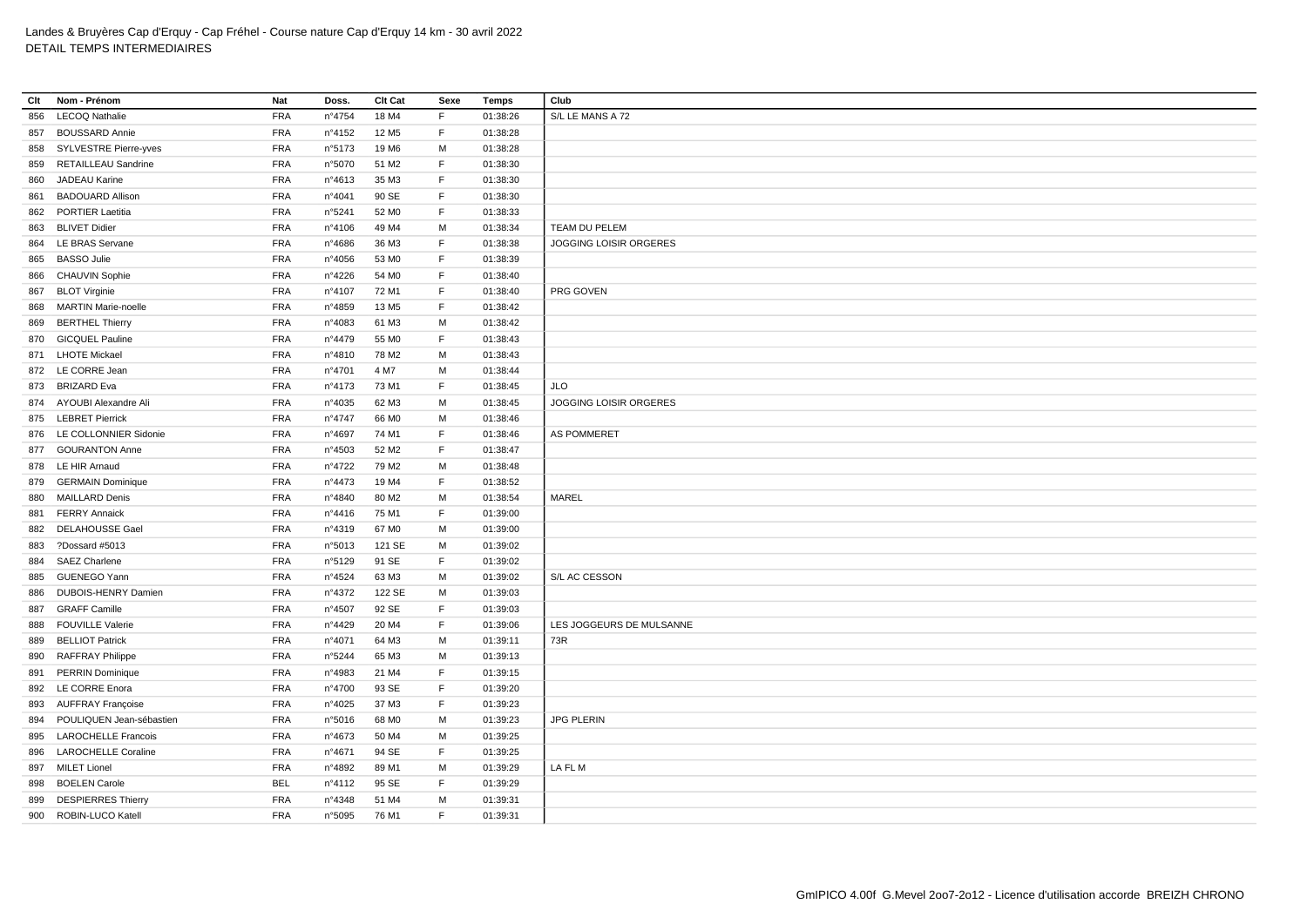Landes & Bruyères Cap d'Erquy - Cap Fréhel - Course nature Cap d'Erquy 14 km - 30 avril 2022
DETAIL TEMPS INTERMEDIAIRES

| Clt | Nom - Prénom | Nat | Doss. | Clt Cat | Sexe | Temps | Club |
|---|---|---|---|---|---|---|---|
| 856 | LECOQ Nathalie | FRA | n°4754 | 18 M4 | F | 01:38:26 | S/L LE MANS A 72 |
| 857 | BOUSSARD Annie | FRA | n°4152 | 12 M5 | F | 01:38:28 | |
| 858 | SYLVESTRE Pierre-yves | FRA | n°5173 | 19 M6 | M | 01:38:28 | |
| 859 | RETAILLEAU Sandrine | FRA | n°5070 | 51 M2 | F | 01:38:30 | |
| 860 | JADEAU Karine | FRA | n°4613 | 35 M3 | F | 01:38:30 | |
| 861 | BADOUARD Allison | FRA | n°4041 | 90 SE | F | 01:38:30 | |
| 862 | PORTIER Laetitia | FRA | n°5241 | 52 M0 | F | 01:38:33 | |
| 863 | BLIVET Didier | FRA | n°4106 | 49 M4 | M | 01:38:34 | TEAM DU PELEM |
| 864 | LE BRAS Servane | FRA | n°4686 | 36 M3 | F | 01:38:38 | JOGGING LOISIR ORGERES |
| 865 | BASSO Julie | FRA | n°4056 | 53 M0 | F | 01:38:39 | |
| 866 | CHAUVIN Sophie | FRA | n°4226 | 54 M0 | F | 01:38:40 | |
| 867 | BLOT Virginie | FRA | n°4107 | 72 M1 | F | 01:38:40 | PRG GOVEN |
| 868 | MARTIN Marie-noelle | FRA | n°4859 | 13 M5 | F | 01:38:42 | |
| 869 | BERTHEL Thierry | FRA | n°4083 | 61 M3 | M | 01:38:42 | |
| 870 | GICQUEL Pauline | FRA | n°4479 | 55 M0 | F | 01:38:43 | |
| 871 | LHOTE Mickael | FRA | n°4810 | 78 M2 | M | 01:38:43 | |
| 872 | LE CORRE Jean | FRA | n°4701 | 4 M7 | M | 01:38:44 | |
| 873 | BRIZARD Eva | FRA | n°4173 | 73 M1 | F | 01:38:45 | JLO |
| 874 | AYOUBI Alexandre Ali | FRA | n°4035 | 62 M3 | M | 01:38:45 | JOGGING LOISIR ORGERES |
| 875 | LEBRET Pierrick | FRA | n°4747 | 66 M0 | M | 01:38:46 | |
| 876 | LE COLLONNIER Sidonie | FRA | n°4697 | 74 M1 | F | 01:38:46 | AS POMMERET |
| 877 | GOURANTON Anne | FRA | n°4503 | 52 M2 | F | 01:38:47 | |
| 878 | LE HIR Arnaud | FRA | n°4722 | 79 M2 | M | 01:38:48 | |
| 879 | GERMAIN Dominique | FRA | n°4473 | 19 M4 | F | 01:38:52 | |
| 880 | MAILLARD Denis | FRA | n°4840 | 80 M2 | M | 01:38:54 | MAREL |
| 881 | FERRY Annaick | FRA | n°4416 | 75 M1 | F | 01:39:00 | |
| 882 | DELAHOUSSE Gael | FRA | n°4319 | 67 M0 | M | 01:39:00 | |
| 883 | ?Dossard #5013 | FRA | n°5013 | 121 SE | M | 01:39:02 | |
| 884 | SAEZ Charlene | FRA | n°5129 | 91 SE | F | 01:39:02 | |
| 885 | GUENEGO Yann | FRA | n°4524 | 63 M3 | M | 01:39:02 | S/L AC CESSON |
| 886 | DUBOIS-HENRY Damien | FRA | n°4372 | 122 SE | M | 01:39:03 | |
| 887 | GRAFF Camille | FRA | n°4507 | 92 SE | F | 01:39:03 | |
| 888 | FOUVILLE Valerie | FRA | n°4429 | 20 M4 | F | 01:39:06 | LES JOGGEURS DE MULSANNE |
| 889 | BELLIOT Patrick | FRA | n°4071 | 64 M3 | M | 01:39:11 | 73R |
| 890 | RAFFRAY Philippe | FRA | n°5244 | 65 M3 | M | 01:39:13 | |
| 891 | PERRIN Dominique | FRA | n°4983 | 21 M4 | F | 01:39:15 | |
| 892 | LE CORRE Enora | FRA | n°4700 | 93 SE | F | 01:39:20 | |
| 893 | AUFFRAY Françoise | FRA | n°4025 | 37 M3 | F | 01:39:23 | |
| 894 | POULIQUEN Jean-sébastien | FRA | n°5016 | 68 M0 | M | 01:39:23 | JPG PLERIN |
| 895 | LAROCHELLE Francois | FRA | n°4673 | 50 M4 | M | 01:39:25 | |
| 896 | LAROCHELLE Coraline | FRA | n°4671 | 94 SE | F | 01:39:25 | |
| 897 | MILET Lionel | FRA | n°4892 | 89 M1 | M | 01:39:29 | LA FL M |
| 898 | BOELEN Carole | BEL | n°4112 | 95 SE | F | 01:39:29 | |
| 899 | DESPIERRES Thierry | FRA | n°4348 | 51 M4 | M | 01:39:31 | |
| 900 | ROBIN-LUCO Katell | FRA | n°5095 | 76 M1 | F | 01:39:31 | |

GmIPICO 4.00f G.Mevel 2oo7-2o12 - Licence d'utilisation accorde BREIZH CHRONO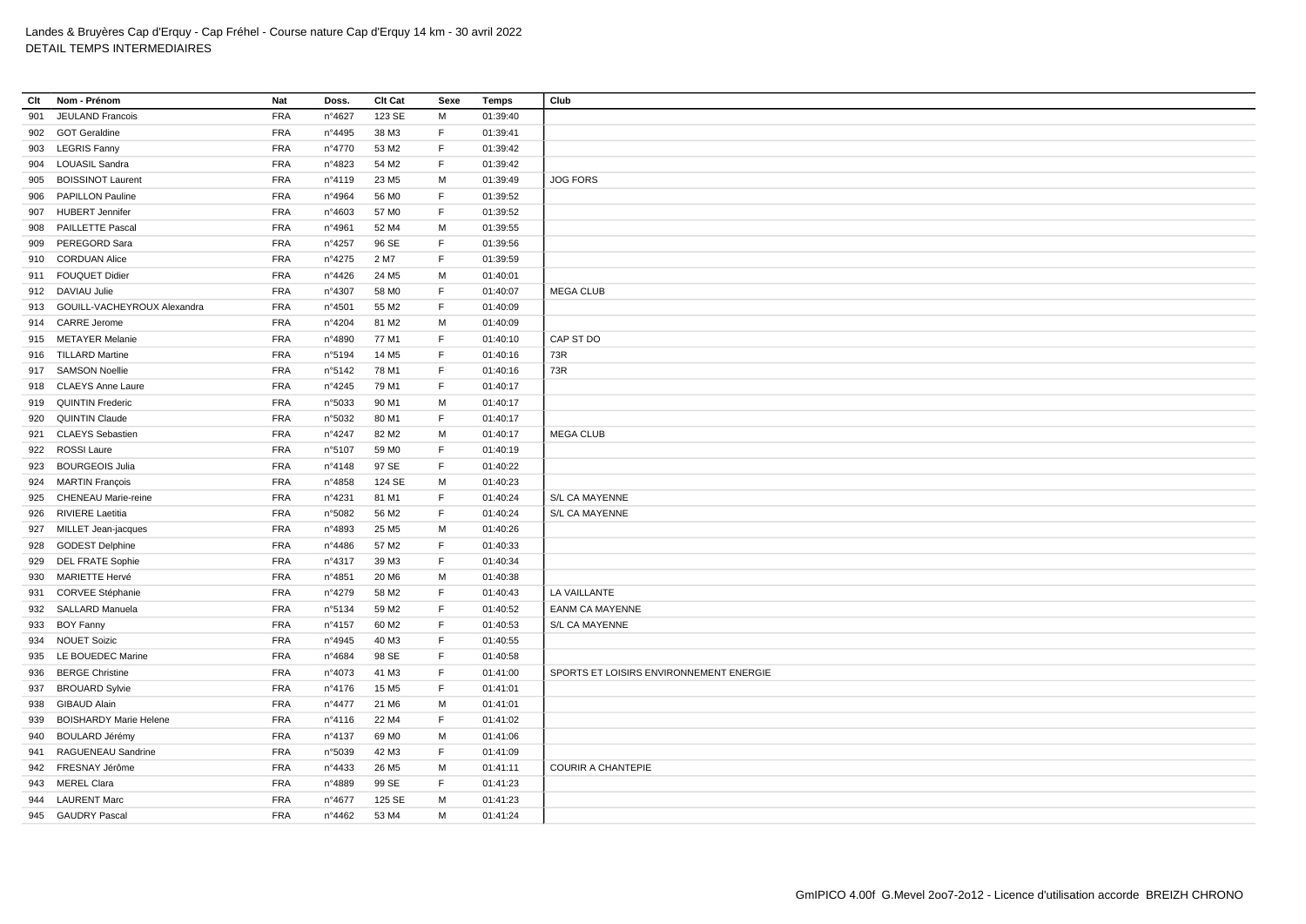Landes & Bruyères Cap d'Erquy - Cap Fréhel - Course nature Cap d'Erquy 14 km - 30 avril 2022
DETAIL TEMPS INTERMEDIAIRES

| Clt | Nom - Prénom | Nat | Doss. | Clt Cat | Sexe | Temps | Club |
|---|---|---|---|---|---|---|---|
| 901 | JEULAND Francois | FRA | n°4627 | 123 SE | M | 01:39:40 | |
| 902 | GOT Geraldine | FRA | n°4495 | 38 M3 | F | 01:39:41 | |
| 903 | LEGRIS Fanny | FRA | n°4770 | 53 M2 | F | 01:39:42 | |
| 904 | LOUASIL Sandra | FRA | n°4823 | 54 M2 | F | 01:39:42 | |
| 905 | BOISSINOT Laurent | FRA | n°4119 | 23 M5 | M | 01:39:49 | JOG FORS |
| 906 | PAPILLON Pauline | FRA | n°4964 | 56 M0 | F | 01:39:52 | |
| 907 | HUBERT Jennifer | FRA | n°4603 | 57 M0 | F | 01:39:52 | |
| 908 | PAILLETTE Pascal | FRA | n°4961 | 52 M4 | M | 01:39:55 | |
| 909 | PEREGORD Sara | FRA | n°4257 | 96 SE | F | 01:39:56 | |
| 910 | CORDUAN Alice | FRA | n°4275 | 2 M7 | F | 01:39:59 | |
| 911 | FOUQUET Didier | FRA | n°4426 | 24 M5 | M | 01:40:01 | |
| 912 | DAVIAU Julie | FRA | n°4307 | 58 M0 | F | 01:40:07 | MEGA CLUB |
| 913 | GOUILL-VACHEYROUX Alexandra | FRA | n°4501 | 55 M2 | F | 01:40:09 | |
| 914 | CARRE Jerome | FRA | n°4204 | 81 M2 | M | 01:40:09 | |
| 915 | METAYER Melanie | FRA | n°4890 | 77 M1 | F | 01:40:10 | CAP ST DO |
| 916 | TILLARD Martine | FRA | n°5194 | 14 M5 | F | 01:40:16 | 73R |
| 917 | SAMSON Noellie | FRA | n°5142 | 78 M1 | F | 01:40:16 | 73R |
| 918 | CLAEYS Anne Laure | FRA | n°4245 | 79 M1 | F | 01:40:17 | |
| 919 | QUINTIN Frederic | FRA | n°5033 | 90 M1 | M | 01:40:17 | |
| 920 | QUINTIN Claude | FRA | n°5032 | 80 M1 | F | 01:40:17 | |
| 921 | CLAEYS Sebastien | FRA | n°4247 | 82 M2 | M | 01:40:17 | MEGA CLUB |
| 922 | ROSSI Laure | FRA | n°5107 | 59 M0 | F | 01:40:19 | |
| 923 | BOURGEOIS Julia | FRA | n°4148 | 97 SE | F | 01:40:22 | |
| 924 | MARTIN François | FRA | n°4858 | 124 SE | M | 01:40:23 | |
| 925 | CHENEAU Marie-reine | FRA | n°4231 | 81 M1 | F | 01:40:24 | S/L CA MAYENNE |
| 926 | RIVIERE Laetitia | FRA | n°5082 | 56 M2 | F | 01:40:24 | S/L CA MAYENNE |
| 927 | MILLET Jean-jacques | FRA | n°4893 | 25 M5 | M | 01:40:26 | |
| 928 | GODEST Delphine | FRA | n°4486 | 57 M2 | F | 01:40:33 | |
| 929 | DEL FRATE Sophie | FRA | n°4317 | 39 M3 | F | 01:40:34 | |
| 930 | MARIETTE Hervé | FRA | n°4851 | 20 M6 | M | 01:40:38 | |
| 931 | CORVEE Stéphanie | FRA | n°4279 | 58 M2 | F | 01:40:43 | LA VAILLANTE |
| 932 | SALLARD Manuela | FRA | n°5134 | 59 M2 | F | 01:40:52 | EANM CA MAYENNE |
| 933 | BOY Fanny | FRA | n°4157 | 60 M2 | F | 01:40:53 | S/L CA MAYENNE |
| 934 | NOUET Soizic | FRA | n°4945 | 40 M3 | F | 01:40:55 | |
| 935 | LE BOUEDEC Marine | FRA | n°4684 | 98 SE | F | 01:40:58 | |
| 936 | BERGE Christine | FRA | n°4073 | 41 M3 | F | 01:41:00 | SPORTS ET LOISIRS ENVIRONNEMENT ENERGIE |
| 937 | BROUARD Sylvie | FRA | n°4176 | 15 M5 | F | 01:41:01 | |
| 938 | GIBAUD Alain | FRA | n°4477 | 21 M6 | M | 01:41:01 | |
| 939 | BOISHARDY Marie Helene | FRA | n°4116 | 22 M4 | F | 01:41:02 | |
| 940 | BOULARD Jérémy | FRA | n°4137 | 69 M0 | M | 01:41:06 | |
| 941 | RAGUENEAU Sandrine | FRA | n°5039 | 42 M3 | F | 01:41:09 | |
| 942 | FRESNAY Jérôme | FRA | n°4433 | 26 M5 | M | 01:41:11 | COURIR A CHANTEPIE |
| 943 | MEREL Clara | FRA | n°4889 | 99 SE | F | 01:41:23 | |
| 944 | LAURENT Marc | FRA | n°4677 | 125 SE | M | 01:41:23 | |
| 945 | GAUDRY Pascal | FRA | n°4462 | 53 M4 | M | 01:41:24 | |

GmIPICO 4.00f G.Mevel 2oo7-2o12 - Licence d'utilisation accorde BREIZH CHRONO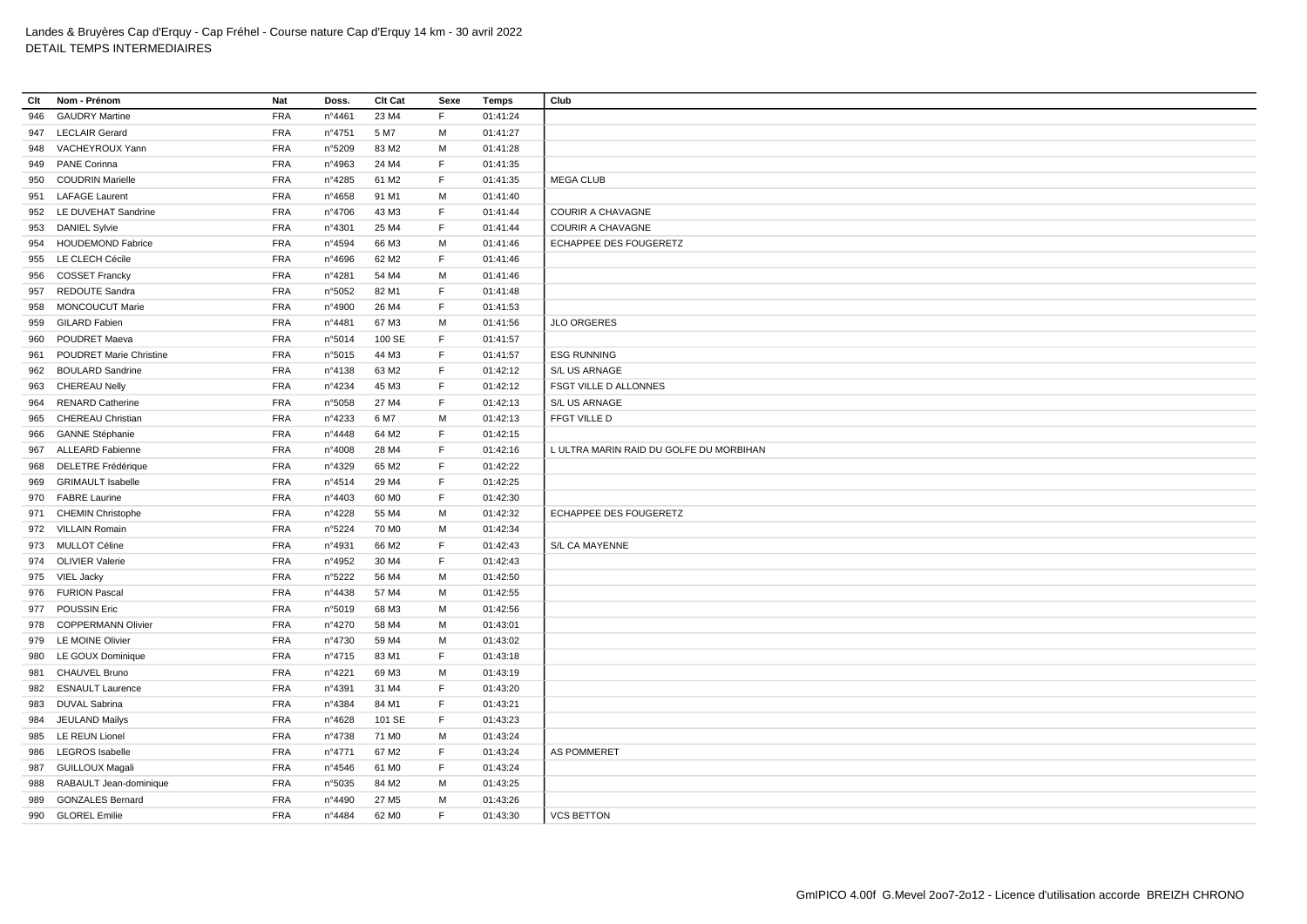Landes & Bruyères Cap d'Erquy - Cap Fréhel - Course nature Cap d'Erquy 14 km - 30 avril 2022
DETAIL TEMPS INTERMEDIAIRES

| Clt | Nom - Prénom | Nat | Doss. | Clt Cat | Sexe | Temps | Club |
|---|---|---|---|---|---|---|---|
| 946 | GAUDRY Martine | FRA | n°4461 | 23 M4 | F | 01:41:24 | |
| 947 | LECLAIR Gerard | FRA | n°4751 | 5 M7 | M | 01:41:27 | |
| 948 | VACHEYROUX Yann | FRA | n°5209 | 83 M2 | M | 01:41:28 | |
| 949 | PANE Corinna | FRA | n°4963 | 24 M4 | F | 01:41:35 | |
| 950 | COUDRIN Marielle | FRA | n°4285 | 61 M2 | F | 01:41:35 | MEGA CLUB |
| 951 | LAFAGE Laurent | FRA | n°4658 | 91 M1 | M | 01:41:40 | |
| 952 | LE DUVEHAT Sandrine | FRA | n°4706 | 43 M3 | F | 01:41:44 | COURIR A CHAVAGNE |
| 953 | DANIEL Sylvie | FRA | n°4301 | 25 M4 | F | 01:41:44 | COURIR A CHAVAGNE |
| 954 | HOUDEMOND Fabrice | FRA | n°4594 | 66 M3 | M | 01:41:46 | ECHAPPEE DES FOUGERETZ |
| 955 | LE CLECH Cécile | FRA | n°4696 | 62 M2 | F | 01:41:46 | |
| 956 | COSSET Francky | FRA | n°4281 | 54 M4 | M | 01:41:46 | |
| 957 | REDOUTE Sandra | FRA | n°5052 | 82 M1 | F | 01:41:48 | |
| 958 | MONCOUCUT Marie | FRA | n°4900 | 26 M4 | F | 01:41:53 | |
| 959 | GILARD Fabien | FRA | n°4481 | 67 M3 | M | 01:41:56 | JLO ORGERES |
| 960 | POUDRET Maeva | FRA | n°5014 | 100 SE | F | 01:41:57 | |
| 961 | POUDRET Marie Christine | FRA | n°5015 | 44 M3 | F | 01:41:57 | ESG RUNNING |
| 962 | BOULARD Sandrine | FRA | n°4138 | 63 M2 | F | 01:42:12 | S/L US ARNAGE |
| 963 | CHEREAU Nelly | FRA | n°4234 | 45 M3 | F | 01:42:12 | FSGT VILLE D ALLONNES |
| 964 | RENARD Catherine | FRA | n°5058 | 27 M4 | F | 01:42:13 | S/L US ARNAGE |
| 965 | CHEREAU Christian | FRA | n°4233 | 6 M7 | M | 01:42:13 | FFGT VILLE D |
| 966 | GANNE Stéphanie | FRA | n°4448 | 64 M2 | F | 01:42:15 | |
| 967 | ALLEARD Fabienne | FRA | n°4008 | 28 M4 | F | 01:42:16 | L ULTRA MARIN RAID DU GOLFE DU MORBIHAN |
| 968 | DELETRE Frédérique | FRA | n°4329 | 65 M2 | F | 01:42:22 | |
| 969 | GRIMAULT Isabelle | FRA | n°4514 | 29 M4 | F | 01:42:25 | |
| 970 | FABRE Laurine | FRA | n°4403 | 60 M0 | F | 01:42:30 | |
| 971 | CHEMIN Christophe | FRA | n°4228 | 55 M4 | M | 01:42:32 | ECHAPPEE DES FOUGERETZ |
| 972 | VILLAIN Romain | FRA | n°5224 | 70 M0 | M | 01:42:34 | |
| 973 | MULLOT Céline | FRA | n°4931 | 66 M2 | F | 01:42:43 | S/L CA MAYENNE |
| 974 | OLIVIER Valerie | FRA | n°4952 | 30 M4 | F | 01:42:43 | |
| 975 | VIEL Jacky | FRA | n°5222 | 56 M4 | M | 01:42:50 | |
| 976 | FURION Pascal | FRA | n°4438 | 57 M4 | M | 01:42:55 | |
| 977 | POUSSIN Eric | FRA | n°5019 | 68 M3 | M | 01:42:56 | |
| 978 | COPPERMANN Olivier | FRA | n°4270 | 58 M4 | M | 01:43:01 | |
| 979 | LE MOINE Olivier | FRA | n°4730 | 59 M4 | M | 01:43:02 | |
| 980 | LE GOUX Dominique | FRA | n°4715 | 83 M1 | F | 01:43:18 | |
| 981 | CHAUVEL Bruno | FRA | n°4221 | 69 M3 | M | 01:43:19 | |
| 982 | ESNAULT Laurence | FRA | n°4391 | 31 M4 | F | 01:43:20 | |
| 983 | DUVAL Sabrina | FRA | n°4384 | 84 M1 | F | 01:43:21 | |
| 984 | JEULAND Mailys | FRA | n°4628 | 101 SE | F | 01:43:23 | |
| 985 | LE REUN Lionel | FRA | n°4738 | 71 M0 | M | 01:43:24 | |
| 986 | LEGROS Isabelle | FRA | n°4771 | 67 M2 | F | 01:43:24 | AS POMMERET |
| 987 | GUILLOUX Magali | FRA | n°4546 | 61 M0 | F | 01:43:24 | |
| 988 | RABAULT Jean-dominique | FRA | n°5035 | 84 M2 | M | 01:43:25 | |
| 989 | GONZALES Bernard | FRA | n°4490 | 27 M5 | M | 01:43:26 | |
| 990 | GLOREL Emilie | FRA | n°4484 | 62 M0 | F | 01:43:30 | VCS BETTON |

GmIPICO 4.00f G.Mevel 2oo7-2o12 - Licence d'utilisation accorde BREIZH CHRONO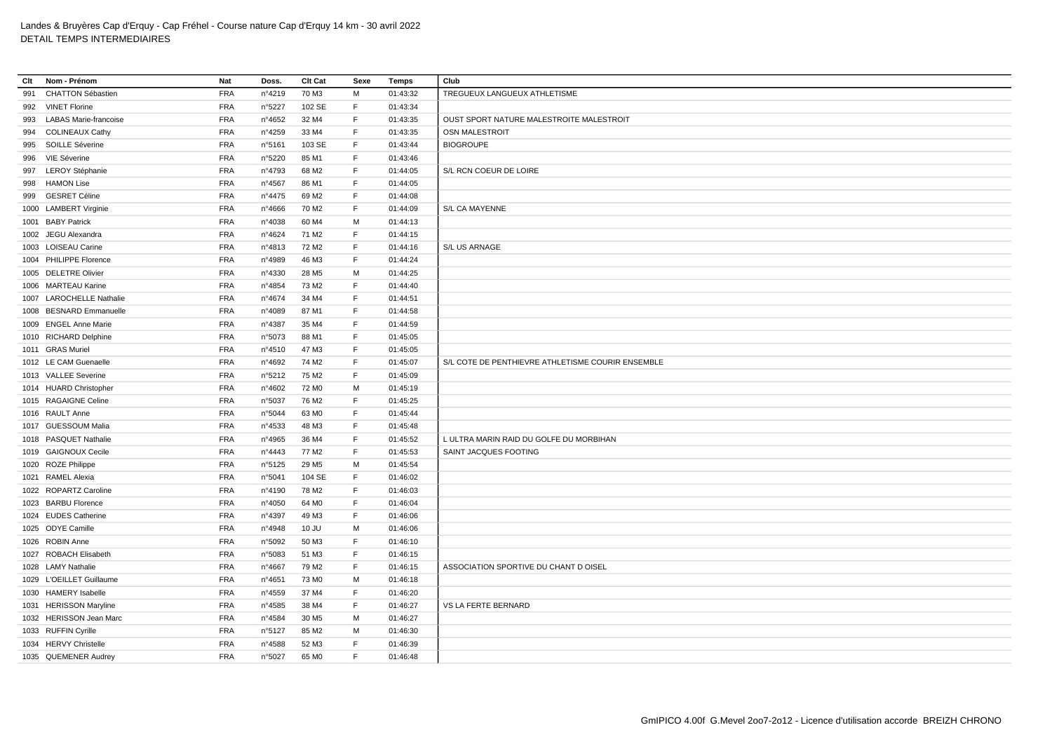Landes & Bruyères Cap d'Erquy - Cap Fréhel - Course nature Cap d'Erquy 14 km - 30 avril 2022
DETAIL TEMPS INTERMEDIAIRES

| Clt | Nom - Prénom | Nat | Doss. | Clt Cat | Sexe | Temps | Club |
|---|---|---|---|---|---|---|---|
| 991 | CHATTON Sébastien | FRA | n°4219 | 70 M3 | M | 01:43:32 | TREGUEUX LANGUEUX ATHLETISME |
| 992 | VINET Florine | FRA | n°5227 | 102 SE | F | 01:43:34 | |
| 993 | LABAS Marie-francoise | FRA | n°4652 | 32 M4 | F | 01:43:35 | OUST SPORT NATURE MALESTROITE MALESTROIT |
| 994 | COLINEAUX Cathy | FRA | n°4259 | 33 M4 | F | 01:43:35 | OSN MALESTROIT |
| 995 | SOILLE Séverine | FRA | n°5161 | 103 SE | F | 01:43:44 | BIOGROUPE |
| 996 | VIE Séverine | FRA | n°5220 | 85 M1 | F | 01:43:46 | |
| 997 | LEROY Stéphanie | FRA | n°4793 | 68 M2 | F | 01:44:05 | S/L RCN COEUR DE LOIRE |
| 998 | HAMON Lise | FRA | n°4567 | 86 M1 | F | 01:44:05 | |
| 999 | GESRET Céline | FRA | n°4475 | 69 M2 | F | 01:44:08 | |
| 1000 | LAMBERT Virginie | FRA | n°4666 | 70 M2 | F | 01:44:09 | S/L CA MAYENNE |
| 1001 | BABY Patrick | FRA | n°4038 | 60 M4 | M | 01:44:13 | |
| 1002 | JEGU Alexandra | FRA | n°4624 | 71 M2 | F | 01:44:15 | |
| 1003 | LOISEAU Carine | FRA | n°4813 | 72 M2 | F | 01:44:16 | S/L US ARNAGE |
| 1004 | PHILIPPE Florence | FRA | n°4989 | 46 M3 | F | 01:44:24 | |
| 1005 | DELETRE Olivier | FRA | n°4330 | 28 M5 | M | 01:44:25 | |
| 1006 | MARTEAU Karine | FRA | n°4854 | 73 M2 | F | 01:44:40 | |
| 1007 | LAROCHELLE Nathalie | FRA | n°4674 | 34 M4 | F | 01:44:51 | |
| 1008 | BESNARD Emmanuelle | FRA | n°4089 | 87 M1 | F | 01:44:58 | |
| 1009 | ENGEL Anne Marie | FRA | n°4387 | 35 M4 | F | 01:44:59 | |
| 1010 | RICHARD Delphine | FRA | n°5073 | 88 M1 | F | 01:45:05 | |
| 1011 | GRAS Muriel | FRA | n°4510 | 47 M3 | F | 01:45:05 | |
| 1012 | LE CAM Guenaelle | FRA | n°4692 | 74 M2 | F | 01:45:07 | S/L COTE DE PENTHIEVRE ATHLETISME COURIR ENSEMBLE |
| 1013 | VALLEE Severine | FRA | n°5212 | 75 M2 | F | 01:45:09 | |
| 1014 | HUARD Christopher | FRA | n°4602 | 72 M0 | M | 01:45:19 | |
| 1015 | RAGAIGNE Celine | FRA | n°5037 | 76 M2 | F | 01:45:25 | |
| 1016 | RAULT Anne | FRA | n°5044 | 63 M0 | F | 01:45:44 | |
| 1017 | GUESSOUM Malia | FRA | n°4533 | 48 M3 | F | 01:45:48 | |
| 1018 | PASQUET Nathalie | FRA | n°4965 | 36 M4 | F | 01:45:52 | L ULTRA MARIN RAID DU GOLFE DU MORBIHAN |
| 1019 | GAIGNOUX Cecile | FRA | n°4443 | 77 M2 | F | 01:45:53 | SAINT JACQUES FOOTING |
| 1020 | ROZE Philippe | FRA | n°5125 | 29 M5 | M | 01:45:54 | |
| 1021 | RAMEL Alexia | FRA | n°5041 | 104 SE | F | 01:46:02 | |
| 1022 | ROPARTZ Caroline | FRA | n°4190 | 78 M2 | F | 01:46:03 | |
| 1023 | BARBU Florence | FRA | n°4050 | 64 M0 | F | 01:46:04 | |
| 1024 | EUDES Catherine | FRA | n°4397 | 49 M3 | F | 01:46:06 | |
| 1025 | ODYE Camille | FRA | n°4948 | 10 JU | M | 01:46:06 | |
| 1026 | ROBIN Anne | FRA | n°5092 | 50 M3 | F | 01:46:10 | |
| 1027 | ROBACH Elisabeth | FRA | n°5083 | 51 M3 | F | 01:46:15 | |
| 1028 | LAMY Nathalie | FRA | n°4667 | 79 M2 | F | 01:46:15 | ASSOCIATION SPORTIVE DU CHANT D OISEL |
| 1029 | L'OEILLET Guillaume | FRA | n°4651 | 73 M0 | M | 01:46:18 | |
| 1030 | HAMERY Isabelle | FRA | n°4559 | 37 M4 | F | 01:46:20 | |
| 1031 | HERISSON Maryline | FRA | n°4585 | 38 M4 | F | 01:46:27 | VS LA FERTE BERNARD |
| 1032 | HERISSON Jean Marc | FRA | n°4584 | 30 M5 | M | 01:46:27 | |
| 1033 | RUFFIN Cyrille | FRA | n°5127 | 85 M2 | M | 01:46:30 | |
| 1034 | HERVY Christelle | FRA | n°4588 | 52 M3 | F | 01:46:39 | |
| 1035 | QUEMENER Audrey | FRA | n°5027 | 65 M0 | F | 01:46:48 | |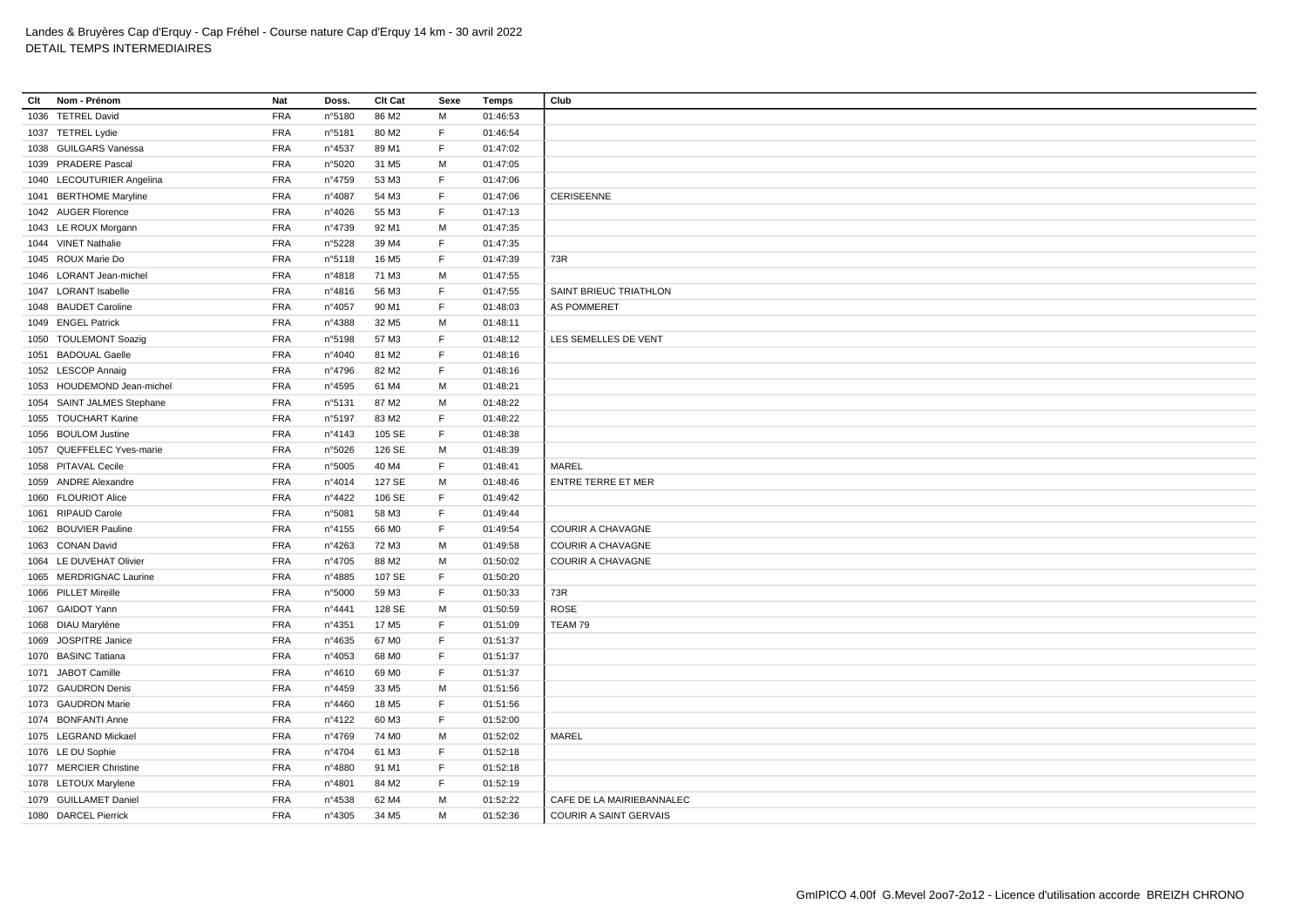Landes & Bruyères Cap d'Erquy - Cap Fréhel - Course nature Cap d'Erquy 14 km - 30 avril 2022
DETAIL TEMPS INTERMEDIAIRES

| Clt | Nom - Prénom | Nat | Doss. | Clt Cat | Sexe | Temps | Club |
|---|---|---|---|---|---|---|---|
| 1036 | TETREL David | FRA | n°5180 | 86 M2 | M | 01:46:53 | |
| 1037 | TETREL Lydie | FRA | n°5181 | 80 M2 | F | 01:46:54 | |
| 1038 | GUILGARS Vanessa | FRA | n°4537 | 89 M1 | F | 01:47:02 | |
| 1039 | PRADERE Pascal | FRA | n°5020 | 31 M5 | M | 01:47:05 | |
| 1040 | LECOUTURIER Angelina | FRA | n°4759 | 53 M3 | F | 01:47:06 | |
| 1041 | BERTHOME Maryline | FRA | n°4087 | 54 M3 | F | 01:47:06 | CERISEENNE |
| 1042 | AUGER Florence | FRA | n°4026 | 55 M3 | F | 01:47:13 | |
| 1043 | LE ROUX Morgann | FRA | n°4739 | 92 M1 | M | 01:47:35 | |
| 1044 | VINET Nathalie | FRA | n°5228 | 39 M4 | F | 01:47:35 | |
| 1045 | ROUX Marie Do | FRA | n°5118 | 16 M5 | F | 01:47:39 | 73R |
| 1046 | LORANT Jean-michel | FRA | n°4818 | 71 M3 | M | 01:47:55 | |
| 1047 | LORANT Isabelle | FRA | n°4816 | 56 M3 | F | 01:47:55 | SAINT BRIEUC TRIATHLON |
| 1048 | BAUDET Caroline | FRA | n°4057 | 90 M1 | F | 01:48:03 | AS POMMERET |
| 1049 | ENGEL Patrick | FRA | n°4388 | 32 M5 | M | 01:48:11 | |
| 1050 | TOULEMONT Soazig | FRA | n°5198 | 57 M3 | F | 01:48:12 | LES SEMELLES DE VENT |
| 1051 | BADOUAL Gaelle | FRA | n°4040 | 81 M2 | F | 01:48:16 | |
| 1052 | LESCOP Annaig | FRA | n°4796 | 82 M2 | F | 01:48:16 | |
| 1053 | HOUDEMOND Jean-michel | FRA | n°4595 | 61 M4 | M | 01:48:21 | |
| 1054 | SAINT JALMES Stephane | FRA | n°5131 | 87 M2 | M | 01:48:22 | |
| 1055 | TOUCHART Karine | FRA | n°5197 | 83 M2 | F | 01:48:22 | |
| 1056 | BOULOM Justine | FRA | n°4143 | 105 SE | F | 01:48:38 | |
| 1057 | QUEFFELEC Yves-marie | FRA | n°5026 | 126 SE | M | 01:48:39 | |
| 1058 | PITAVAL Cecile | FRA | n°5005 | 40 M4 | F | 01:48:41 | MAREL |
| 1059 | ANDRE Alexandre | FRA | n°4014 | 127 SE | M | 01:48:46 | ENTRE TERRE ET MER |
| 1060 | FLOURIOT Alice | FRA | n°4422 | 106 SE | F | 01:49:42 | |
| 1061 | RIPAUD Carole | FRA | n°5081 | 58 M3 | F | 01:49:44 | |
| 1062 | BOUVIER Pauline | FRA | n°4155 | 66 M0 | F | 01:49:54 | COURIR A CHAVAGNE |
| 1063 | CONAN David | FRA | n°4263 | 72 M3 | M | 01:49:58 | COURIR A CHAVAGNE |
| 1064 | LE DUVEHAT Olivier | FRA | n°4705 | 88 M2 | M | 01:50:02 | COURIR A CHAVAGNE |
| 1065 | MERDRIGNAC Laurine | FRA | n°4885 | 107 SE | F | 01:50:20 | |
| 1066 | PILLET Mireille | FRA | n°5000 | 59 M3 | F | 01:50:33 | 73R |
| 1067 | GAIDOT Yann | FRA | n°4441 | 128 SE | M | 01:50:59 | ROSE |
| 1068 | DIAU Maryléne | FRA | n°4351 | 17 M5 | F | 01:51:09 | TEAM 79 |
| 1069 | JOSPITRE Janice | FRA | n°4635 | 67 M0 | F | 01:51:37 | |
| 1070 | BASINC Tatiana | FRA | n°4053 | 68 M0 | F | 01:51:37 | |
| 1071 | JABOT Camille | FRA | n°4610 | 69 M0 | F | 01:51:37 | |
| 1072 | GAUDRON Denis | FRA | n°4459 | 33 M5 | M | 01:51:56 | |
| 1073 | GAUDRON Marie | FRA | n°4460 | 18 M5 | F | 01:51:56 | |
| 1074 | BONFANTI Anne | FRA | n°4122 | 60 M3 | F | 01:52:00 | |
| 1075 | LEGRAND Mickael | FRA | n°4769 | 74 M0 | M | 01:52:02 | MAREL |
| 1076 | LE DU Sophie | FRA | n°4704 | 61 M3 | F | 01:52:18 | |
| 1077 | MERCIER Christine | FRA | n°4880 | 91 M1 | F | 01:52:18 | |
| 1078 | LETOUX Marylene | FRA | n°4801 | 84 M2 | F | 01:52:19 | |
| 1079 | GUILLAMET Daniel | FRA | n°4538 | 62 M4 | M | 01:52:22 | CAFE DE LA MAIRIEBANNALEC |
| 1080 | DARCEL Pierrick | FRA | n°4305 | 34 M5 | M | 01:52:36 | COURIR A SAINT GERVAIS |

GmIPICO 4.00f G.Mevel 2oo7-2o12 - Licence d'utilisation accorde BREIZH CHRONO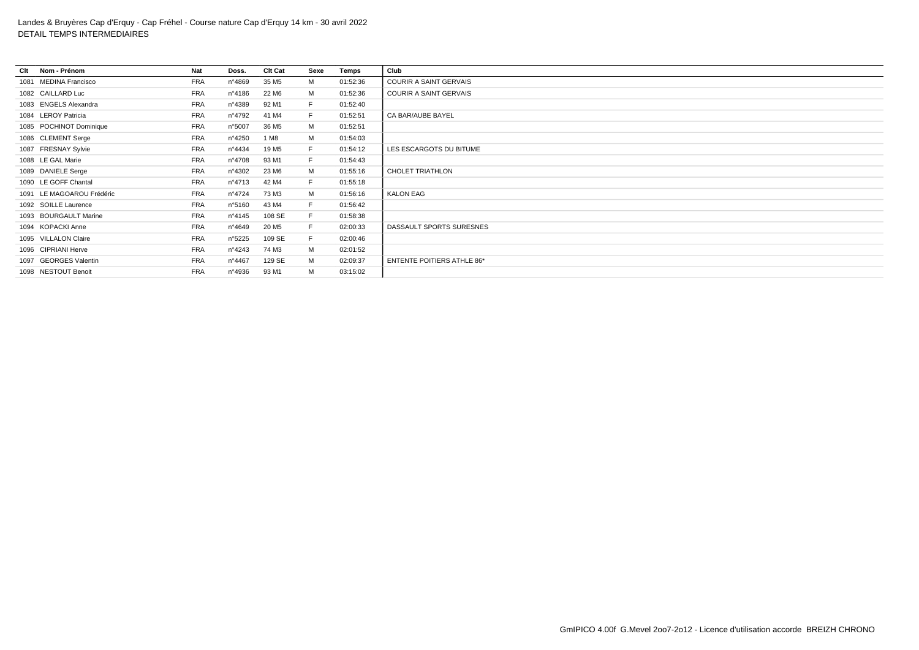Landes & Bruyères Cap d'Erquy - Cap Fréhel - Course nature Cap d'Erquy 14 km - 30 avril 2022
DETAIL TEMPS INTERMEDIAIRES

| Clt | Nom - Prénom | Nat | Doss. | Clt Cat | Sexe | Temps | Club |
|---|---|---|---|---|---|---|---|
| 1081 | MEDINA Francisco | FRA | n°4869 | 35 M5 | M | 01:52:36 | COURIR A SAINT GERVAIS |
| 1082 | CAILLARD Luc | FRA | n°4186 | 22 M6 | M | 01:52:36 | COURIR A SAINT GERVAIS |
| 1083 | ENGELS Alexandra | FRA | n°4389 | 92 M1 | F | 01:52:40 | |
| 1084 | LEROY Patricia | FRA | n°4792 | 41 M4 | F | 01:52:51 | CA BAR/AUBE BAYEL |
| 1085 | POCHINOT Dominique | FRA | n°5007 | 36 M5 | M | 01:52:51 | |
| 1086 | CLEMENT Serge | FRA | n°4250 | 1 M8 | M | 01:54:03 | |
| 1087 | FRESNAY Sylvie | FRA | n°4434 | 19 M5 | F | 01:54:12 | LES ESCARGOTS DU BITUME |
| 1088 | LE GAL Marie | FRA | n°4708 | 93 M1 | F | 01:54:43 | |
| 1089 | DANIELE Serge | FRA | n°4302 | 23 M6 | M | 01:55:16 | CHOLET TRIATHLON |
| 1090 | LE GOFF Chantal | FRA | n°4713 | 42 M4 | F | 01:55:18 | |
| 1091 | LE MAGOAROU Frédéric | FRA | n°4724 | 73 M3 | M | 01:56:16 | KALON EAG |
| 1092 | SOILLE Laurence | FRA | n°5160 | 43 M4 | F | 01:56:42 | |
| 1093 | BOURGAULT Marine | FRA | n°4145 | 108 SE | F | 01:58:38 | |
| 1094 | KOPACKI Anne | FRA | n°4649 | 20 M5 | F | 02:00:33 | DASSAULT SPORTS SURESNES |
| 1095 | VILLALON Claire | FRA | n°5225 | 109 SE | F | 02:00:46 | |
| 1096 | CIPRIANI Herve | FRA | n°4243 | 74 M3 | M | 02:01:52 | |
| 1097 | GEORGES Valentin | FRA | n°4467 | 129 SE | M | 02:09:37 | ENTENTE POITIERS ATHLE 86* |
| 1098 | NESTOUT Benoit | FRA | n°4936 | 93 M1 | M | 03:15:02 | |

GmIPICO 4.00f G.Mevel 2oo7-2o12 - Licence d'utilisation accorde BREIZH CHRONO